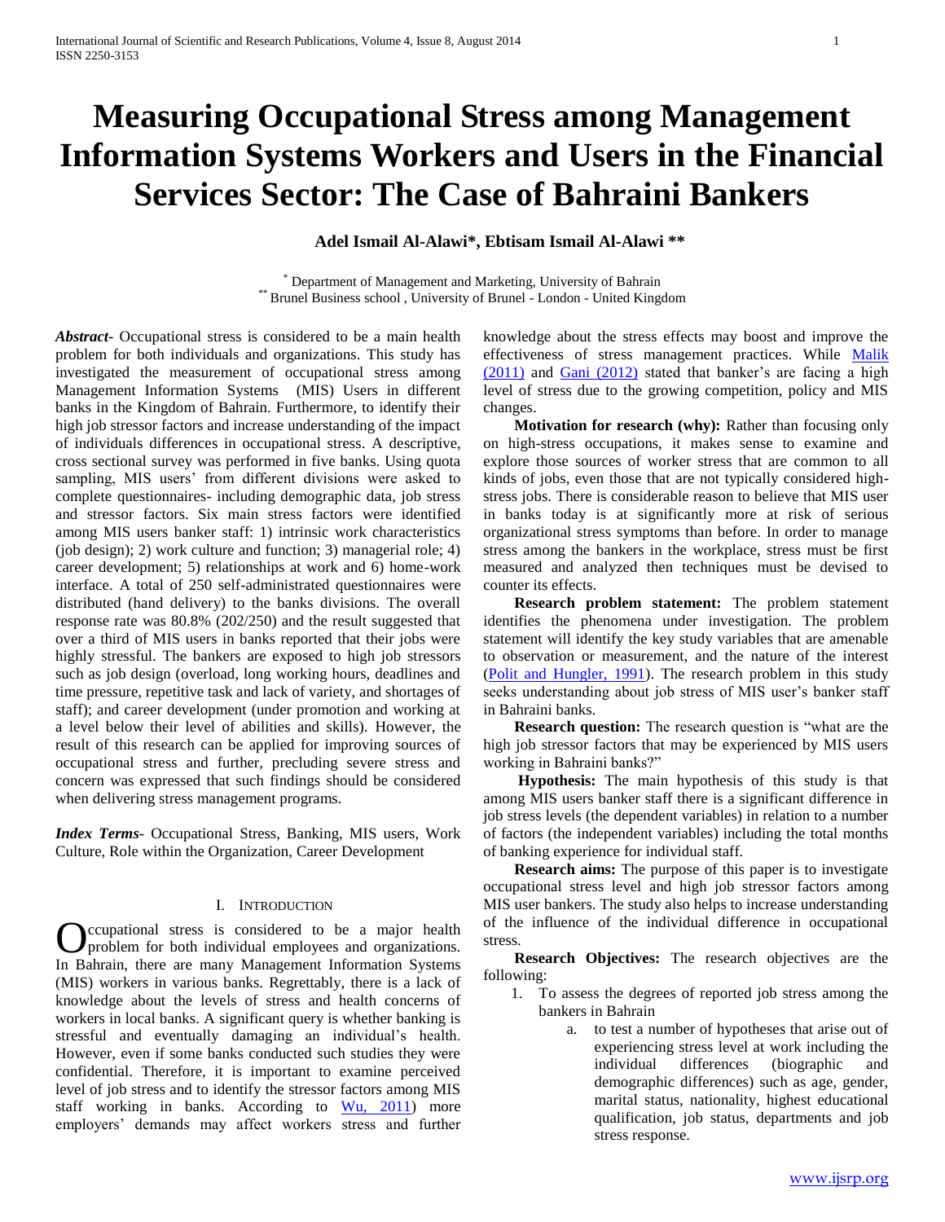# Measuring Occupational Stress among Management Information Systems Workers and Users in the Financial Services Sector: The Case of Bahraini Bankers

**Adel Ismail Al-Alawi\*, Ebtisam Ismail Al-Alawi \*\***

[\*] Department of Management and Marketing, University of Bahrain
[\*\*] Brunel Business school , University of Brunel - London - United Kingdom

***Abstract-*** Occupational stress is considered to be a main health problem for both individuals and organizations. This study has investigated the measurement of occupational stress among Management Information Systems (MIS) Users in different banks in the Kingdom of Bahrain. Furthermore, to identify their high job stressor factors and increase understanding of the impact of individuals differences in occupational stress. A descriptive, cross sectional survey was performed in five banks. Using quota sampling, MIS users' from different divisions were asked to complete questionnaires- including demographic data, job stress and stressor factors. Six main stress factors were identified among MIS users banker staff: 1) intrinsic work characteristics (job design); 2) work culture and function; 3) managerial role; 4) career development; 5) relationships at work and 6) home-work interface. A total of 250 self-administrated questionnaires were distributed (hand delivery) to the banks divisions. The overall response rate was 80.8% (202/250) and the result suggested that over a third of MIS users in banks reported that their jobs were highly stressful. The bankers are exposed to high job stressors such as job design (overload, long working hours, deadlines and time pressure, repetitive task and lack of variety, and shortages of staff); and career development (under promotion and working at a level below their level of abilities and skills). However, the result of this research can be applied for improving sources of occupational stress and further, precluding severe stress and concern was expressed that such findings should be considered when delivering stress management programs.

***Index Terms*-** Occupational Stress, Banking, MIS users, Work Culture, Role within the Organization, Career Development

## I. Introduction

Occupational stress is considered to be a major health problem for both individual employees and organizations. In Bahrain, there are many Management Information Systems (MIS) workers in various banks. Regrettably, there is a lack of knowledge about the levels of stress and health concerns of workers in local banks. A significant query is whether banking is stressful and eventually damaging an individual's health. However, even if some banks conducted such studies they were confidential. Therefore, it is important to examine perceived level of job stress and to identify the stressor factors among MIS staff working in banks. According to Wu, 2011) more employers' demands may affect workers stress and further knowledge about the stress effects may boost and improve the effectiveness of stress management practices. While Malik (2011) and Gani (2012) stated that banker's are facing a high level of stress due to the growing competition, policy and MIS changes.

**Motivation for research (why):** Rather than focusing only on high-stress occupations, it makes sense to examine and explore those sources of worker stress that are common to all kinds of jobs, even those that are not typically considered high-stress jobs. There is considerable reason to believe that MIS user in banks today is at significantly more at risk of serious organizational stress symptoms than before. In order to manage stress among the bankers in the workplace, stress must be first measured and analyzed then techniques must be devised to counter its effects.

**Research problem statement:** The problem statement identifies the phenomena under investigation. The problem statement will identify the key study variables that are amenable to observation or measurement, and the nature of the interest (Polit and Hungler, 1991). The research problem in this study seeks understanding about job stress of MIS user's banker staff in Bahraini banks.

**Research question:** The research question is "what are the high job stressor factors that may be experienced by MIS users working in Bahraini banks?"

**Hypothesis:** The main hypothesis of this study is that among MIS users banker staff there is a significant difference in job stress levels (the dependent variables) in relation to a number of factors (the independent variables) including the total months of banking experience for individual staff.

**Research aims:** The purpose of this paper is to investigate occupational stress level and high job stressor factors among MIS user bankers. The study also helps to increase understanding of the influence of the individual difference in occupational stress.

**Research Objectives:** The research objectives are the following:

1. To assess the degrees of reported job stress among the bankers in Bahrain
    a. to test a number of hypotheses that arise out of experiencing stress level at work including the individual differences (biographic and demographic differences) such as age, gender, marital status, nationality, highest educational qualification, job status, departments and job stress response.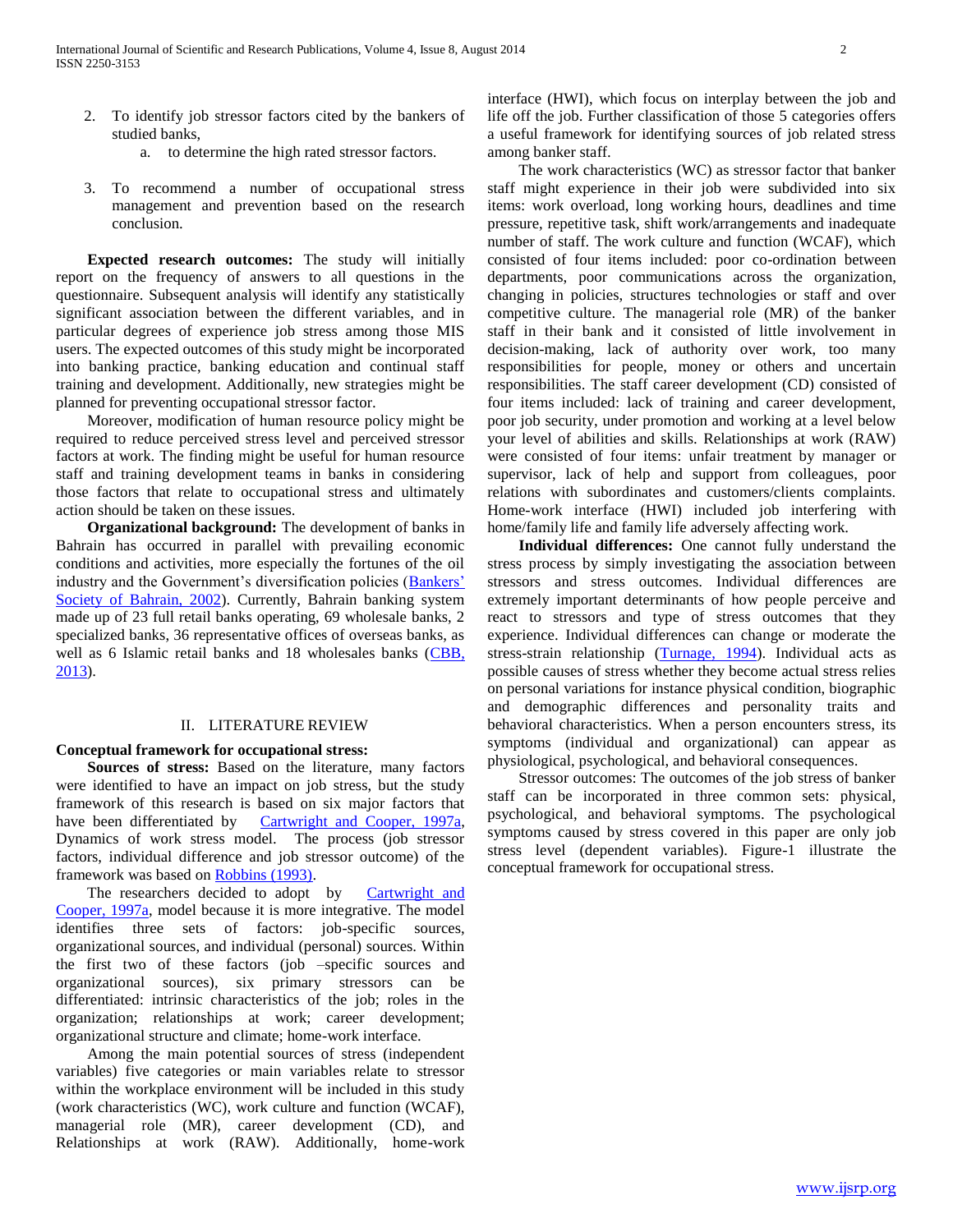2. To identify job stressor factors cited by the bankers of studied banks,
   a. to determine the high rated stressor factors.

3. To recommend a number of occupational stress management and prevention based on the research conclusion.

**Expected research outcomes:** The study will initially report on the frequency of answers to all questions in the questionnaire. Subsequent analysis will identify any statistically significant association between the different variables, and in particular degrees of experience job stress among those MIS users. The expected outcomes of this study might be incorporated into banking practice, banking education and continual staff training and development. Additionally, new strategies might be planned for preventing occupational stressor factor.

Moreover, modification of human resource policy might be required to reduce perceived stress level and perceived stressor factors at work. The finding might be useful for human resource staff and training development teams in banks in considering those factors that relate to occupational stress and ultimately action should be taken on these issues.

**Organizational background:** The development of banks in Bahrain has occurred in parallel with prevailing economic conditions and activities, more especially the fortunes of the oil industry and the Government's diversification policies (Bankers' Society of Bahrain, 2002). Currently, Bahrain banking system made up of 23 full retail banks operating, 69 wholesale banks, 2 specialized banks, 36 representative offices of overseas banks, as well as 6 Islamic retail banks and 18 wholesales banks (CBB, 2013).

## II. LITERATURE REVIEW

### Conceptual framework for occupational stress:

**Sources of stress:** Based on the literature, many factors were identified to have an impact on job stress, but the study framework of this research is based on six major factors that have been differentiated by Cartwright and Cooper, 1997a, Dynamics of work stress model. The process (job stressor factors, individual difference and job stressor outcome) of the framework was based on Robbins (1993).

The researchers decided to adopt by Cartwright and Cooper, 1997a, model because it is more integrative. The model identifies three sets of factors: job-specific sources, organizational sources, and individual (personal) sources. Within the first two of these factors (job –specific sources and organizational sources), six primary stressors can be differentiated: intrinsic characteristics of the job; roles in the organization; relationships at work; career development; organizational structure and climate; home-work interface.

Among the main potential sources of stress (independent variables) five categories or main variables relate to stressor within the workplace environment will be included in this study (work characteristics (WC), work culture and function (WCAF), managerial role (MR), career development (CD), and Relationships at work (RAW). Additionally, home-work interface (HWI), which focus on interplay between the job and life off the job. Further classification of those 5 categories offers a useful framework for identifying sources of job related stress among banker staff.

The work characteristics (WC) as stressor factor that banker staff might experience in their job were subdivided into six items: work overload, long working hours, deadlines and time pressure, repetitive task, shift work/arrangements and inadequate number of staff. The work culture and function (WCAF), which consisted of four items included: poor co-ordination between departments, poor communications across the organization, changing in policies, structures technologies or staff and over competitive culture. The managerial role (MR) of the banker staff in their bank and it consisted of little involvement in decision-making, lack of authority over work, too many responsibilities for people, money or others and uncertain responsibilities. The staff career development (CD) consisted of four items included: lack of training and career development, poor job security, under promotion and working at a level below your level of abilities and skills. Relationships at work (RAW) were consisted of four items: unfair treatment by manager or supervisor, lack of help and support from colleagues, poor relations with subordinates and customers/clients complaints. Home-work interface (HWI) included job interfering with home/family life and family life adversely affecting work.

**Individual differences:** One cannot fully understand the stress process by simply investigating the association between stressors and stress outcomes. Individual differences are extremely important determinants of how people perceive and react to stressors and type of stress outcomes that they experience. Individual differences can change or moderate the stress-strain relationship (Turnage, 1994). Individual acts as possible causes of stress whether they become actual stress relies on personal variations for instance physical condition, biographic and demographic differences and personality traits and behavioral characteristics. When a person encounters stress, its symptoms (individual and organizational) can appear as physiological, psychological, and behavioral consequences.

Stressor outcomes: The outcomes of the job stress of banker staff can be incorporated in three common sets: physical, psychological, and behavioral symptoms. The psychological symptoms caused by stress covered in this paper are only job stress level (dependent variables). Figure-1 illustrate the conceptual framework for occupational stress.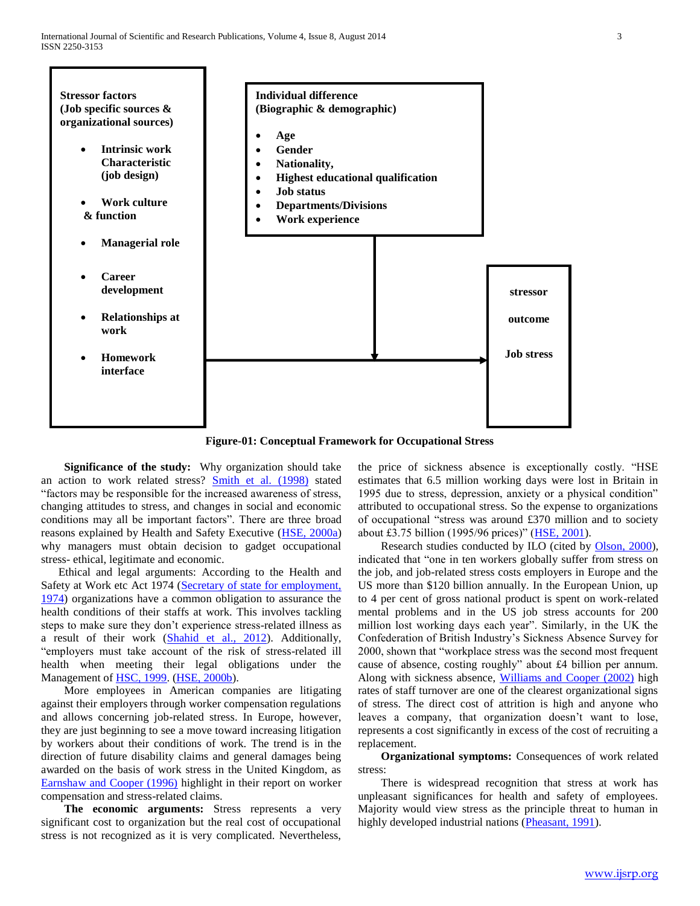**Stressor factors (Job specific sources & organizational sources)**

- **Intrinsic work Characteristic (job design)**
- **Work culture & function**
- **Managerial role**
- **Career development**
- **Relationships at work**
- **Homework interface**

**Individual difference (Biographic & demographic)**

- **Age**
- **Gender**
- **Nationality,**
- **Highest educational qualification**
- **Job status**
- **Departments/Divisions**
- **Work experience**

**stressor**

**outcome**

**Job stress**

**Figure-01: Conceptual Framework for Occupational Stress**

**Significance of the study:** Why organization should take an action to work related stress? Smith et al. (1998) stated "factors may be responsible for the increased awareness of stress, changing attitudes to stress, and changes in social and economic conditions may all be important factors". There are three broad reasons explained by Health and Safety Executive (HSE, 2000a) why managers must obtain decision to gadget occupational stress- ethical, legitimate and economic.

Ethical and legal arguments: According to the Health and Safety at Work etc Act 1974 (Secretary of state for employment, 1974) organizations have a common obligation to assurance the health conditions of their staffs at work. This involves tackling steps to make sure they don't experience stress-related illness as a result of their work (Shahid et al., 2012). Additionally, "employers must take account of the risk of stress-related ill health when meeting their legal obligations under the Management of HSC, 1999. (HSE, 2000b).

More employees in American companies are litigating against their employers through worker compensation regulations and allows concerning job-related stress. In Europe, however, they are just beginning to see a move toward increasing litigation by workers about their conditions of work. The trend is in the direction of future disability claims and general damages being awarded on the basis of work stress in the United Kingdom, as Earnshaw and Cooper (1996) highlight in their report on worker compensation and stress-related claims.

**The economic arguments:** Stress represents a very significant cost to organization but the real cost of occupational stress is not recognized as it is very complicated. Nevertheless, the price of sickness absence is exceptionally costly. "HSE estimates that 6.5 million working days were lost in Britain in 1995 due to stress, depression, anxiety or a physical condition" attributed to occupational stress. So the expense to organizations of occupational "stress was around £370 million and to society about £3.75 billion (1995/96 prices)" (HSE, 2001).

Research studies conducted by ILO (cited by Olson, 2000), indicated that "one in ten workers globally suffer from stress on the job, and job-related stress costs employers in Europe and the US more than $120 billion annually. In the European Union, up to 4 per cent of gross national product is spent on work-related mental problems and in the US job stress accounts for 200 million lost working days each year". Similarly, in the UK the Confederation of British Industry's Sickness Absence Survey for 2000, shown that "workplace stress was the second most frequent cause of absence, costing roughly" about £4 billion per annum. Along with sickness absence, Williams and Cooper (2002) high rates of staff turnover are one of the clearest organizational signs of stress. The direct cost of attrition is high and anyone who leaves a company, that organization doesn't want to lose, represents a cost significantly in excess of the cost of recruiting a replacement.

**Organizational symptoms:** Consequences of work related stress:

There is widespread recognition that stress at work has unpleasant significances for health and safety of employees. Majority would view stress as the principle threat to human in highly developed industrial nations (Pheasant, 1991).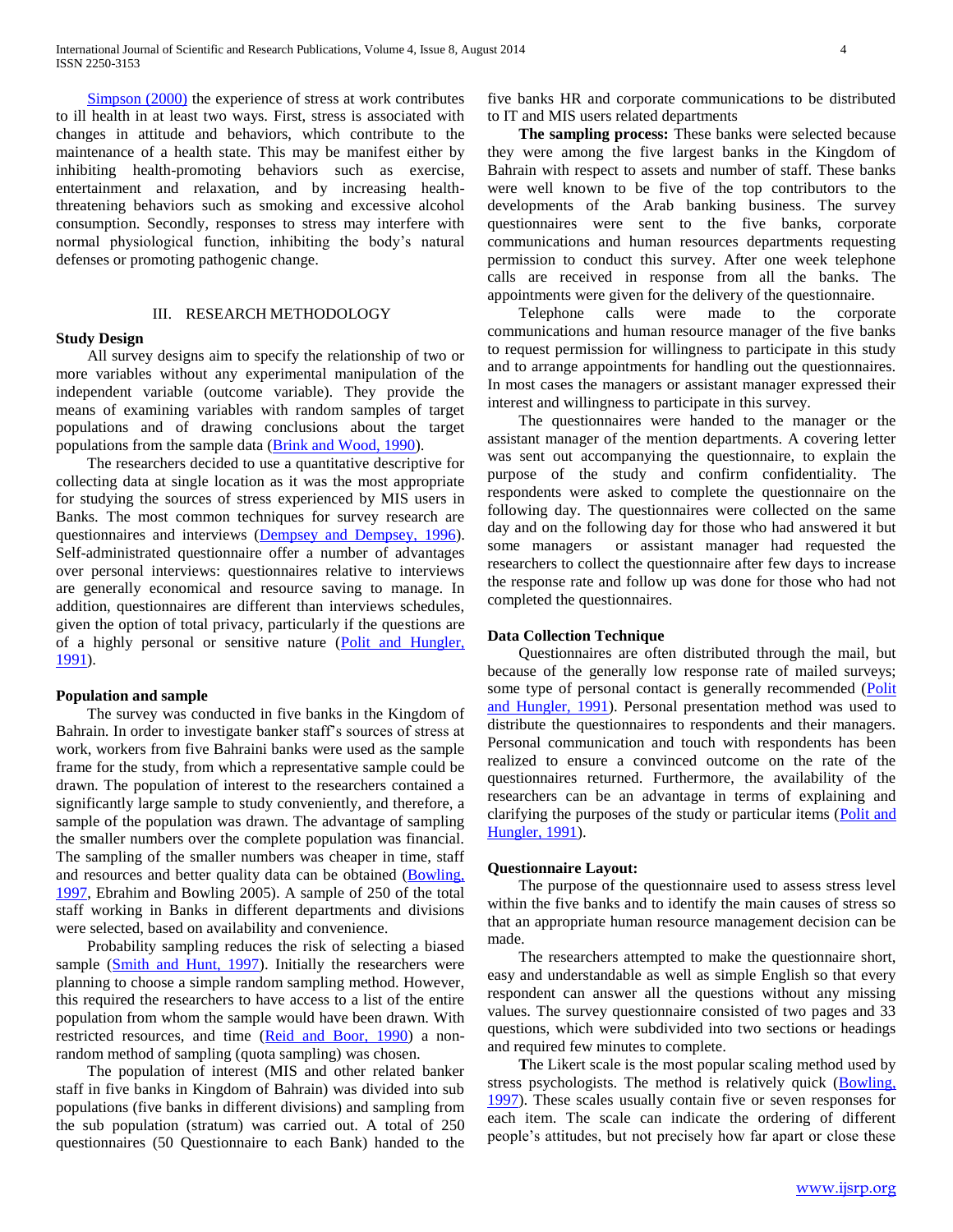Simpson (2000) the experience of stress at work contributes to ill health in at least two ways. First, stress is associated with changes in attitude and behaviors, which contribute to the maintenance of a health state. This may be manifest either by inhibiting health-promoting behaviors such as exercise, entertainment and relaxation, and by increasing health-threatening behaviors such as smoking and excessive alcohol consumption. Secondly, responses to stress may interfere with normal physiological function, inhibiting the body's natural defenses or promoting pathogenic change.

## III. RESEARCH METHODOLOGY

### Study Design

All survey designs aim to specify the relationship of two or more variables without any experimental manipulation of the independent variable (outcome variable). They provide the means of examining variables with random samples of target populations and of drawing conclusions about the target populations from the sample data (Brink and Wood, 1990).

The researchers decided to use a quantitative descriptive for collecting data at single location as it was the most appropriate for studying the sources of stress experienced by MIS users in Banks. The most common techniques for survey research are questionnaires and interviews (Dempsey and Dempsey, 1996). Self-administrated questionnaire offer a number of advantages over personal interviews: questionnaires relative to interviews are generally economical and resource saving to manage. In addition, questionnaires are different than interviews schedules, given the option of total privacy, particularly if the questions are of a highly personal or sensitive nature (Polit and Hungler, 1991).

### Population and sample

The survey was conducted in five banks in the Kingdom of Bahrain. In order to investigate banker staff's sources of stress at work, workers from five Bahraini banks were used as the sample frame for the study, from which a representative sample could be drawn. The population of interest to the researchers contained a significantly large sample to study conveniently, and therefore, a sample of the population was drawn. The advantage of sampling the smaller numbers over the complete population was financial. The sampling of the smaller numbers was cheaper in time, staff and resources and better quality data can be obtained (Bowling, 1997, Ebrahim and Bowling 2005). A sample of 250 of the total staff working in Banks in different departments and divisions were selected, based on availability and convenience.

Probability sampling reduces the risk of selecting a biased sample (Smith and Hunt, 1997). Initially the researchers were planning to choose a simple random sampling method. However, this required the researchers to have access to a list of the entire population from whom the sample would have been drawn. With restricted resources, and time (Reid and Boor, 1990) a non-random method of sampling (quota sampling) was chosen.

The population of interest (MIS and other related banker staff in five banks in Kingdom of Bahrain) was divided into sub populations (five banks in different divisions) and sampling from the sub population (stratum) was carried out. A total of 250 questionnaires (50 Questionnaire to each Bank) handed to the five banks HR and corporate communications to be distributed to IT and MIS users related departments

**The sampling process:** These banks were selected because they were among the five largest banks in the Kingdom of Bahrain with respect to assets and number of staff. These banks were well known to be five of the top contributors to the developments of the Arab banking business. The survey questionnaires were sent to the five banks, corporate communications and human resources departments requesting permission to conduct this survey. After one week telephone calls are received in response from all the banks. The appointments were given for the delivery of the questionnaire.

Telephone calls were made to the corporate communications and human resource manager of the five banks to request permission for willingness to participate in this study and to arrange appointments for handling out the questionnaires. In most cases the managers or assistant manager expressed their interest and willingness to participate in this survey.

The questionnaires were handed to the manager or the assistant manager of the mention departments. A covering letter was sent out accompanying the questionnaire, to explain the purpose of the study and confirm confidentiality. The respondents were asked to complete the questionnaire on the following day. The questionnaires were collected on the same day and on the following day for those who had answered it but some managers or assistant manager had requested the researchers to collect the questionnaire after few days to increase the response rate and follow up was done for those who had not completed the questionnaires.

### Data Collection Technique

Questionnaires are often distributed through the mail, but because of the generally low response rate of mailed surveys; some type of personal contact is generally recommended (Polit and Hungler, 1991). Personal presentation method was used to distribute the questionnaires to respondents and their managers. Personal communication and touch with respondents has been realized to ensure a convinced outcome on the rate of the questionnaires returned. Furthermore, the availability of the researchers can be an advantage in terms of explaining and clarifying the purposes of the study or particular items (Polit and Hungler, 1991).

### Questionnaire Layout:

The purpose of the questionnaire used to assess stress level within the five banks and to identify the main causes of stress so that an appropriate human resource management decision can be made.

The researchers attempted to make the questionnaire short, easy and understandable as well as simple English so that every respondent can answer all the questions without any missing values. The survey questionnaire consisted of two pages and 33 questions, which were subdivided into two sections or headings and required few minutes to complete.

The Likert scale is the most popular scaling method used by stress psychologists. The method is relatively quick (Bowling, 1997). These scales usually contain five or seven responses for each item. The scale can indicate the ordering of different people's attitudes, but not precisely how far apart or close these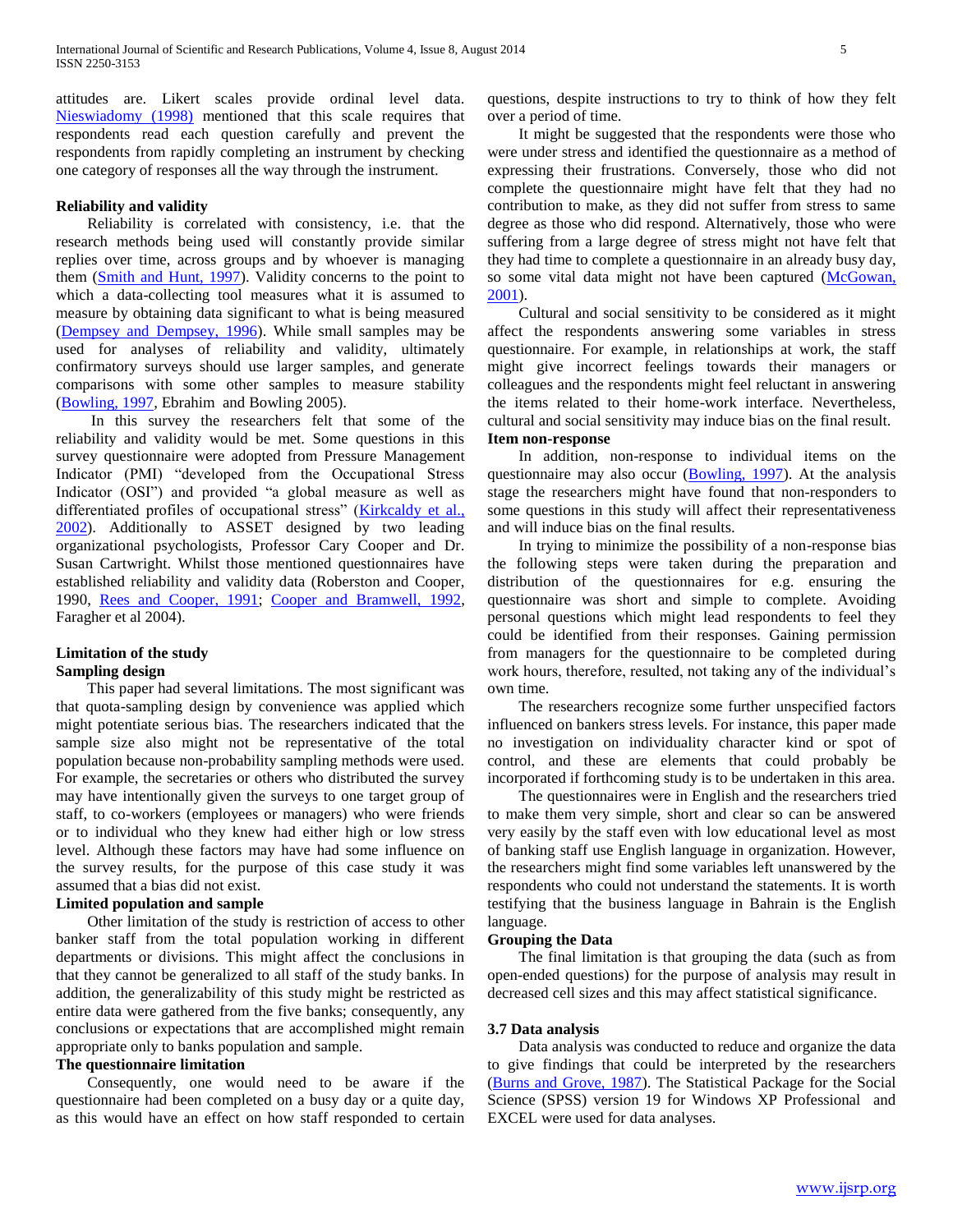attitudes are. Likert scales provide ordinal level data. Nieswiadomy (1998) mentioned that this scale requires that respondents read each question carefully and prevent the respondents from rapidly completing an instrument by checking one category of responses all the way through the instrument.

**Reliability and validity**

Reliability is correlated with consistency, i.e. that the research methods being used will constantly provide similar replies over time, across groups and by whoever is managing them (Smith and Hunt, 1997). Validity concerns to the point to which a data-collecting tool measures what it is assumed to measure by obtaining data significant to what is being measured (Dempsey and Dempsey, 1996). While small samples may be used for analyses of reliability and validity, ultimately confirmatory surveys should use larger samples, and generate comparisons with some other samples to measure stability (Bowling, 1997, Ebrahim and Bowling 2005).

In this survey the researchers felt that some of the reliability and validity would be met. Some questions in this survey questionnaire were adopted from Pressure Management Indicator (PMI) "developed from the Occupational Stress Indicator (OSI") and provided "a global measure as well as differentiated profiles of occupational stress" (Kirkcaldy et al., 2002). Additionally to ASSET designed by two leading organizational psychologists, Professor Cary Cooper and Dr. Susan Cartwright. Whilst those mentioned questionnaires have established reliability and validity data (Roberston and Cooper, 1990, Rees and Cooper, 1991; Cooper and Bramwell, 1992, Faragher et al 2004).

**Limitation of the study**

**Sampling design**

This paper had several limitations. The most significant was that quota-sampling design by convenience was applied which might potentiate serious bias. The researchers indicated that the sample size also might not be representative of the total population because non-probability sampling methods were used. For example, the secretaries or others who distributed the survey may have intentionally given the surveys to one target group of staff, to co-workers (employees or managers) who were friends or to individual who they knew had either high or low stress level. Although these factors may have had some influence on the survey results, for the purpose of this case study it was assumed that a bias did not exist.

**Limited population and sample**

Other limitation of the study is restriction of access to other banker staff from the total population working in different departments or divisions. This might affect the conclusions in that they cannot be generalized to all staff of the study banks. In addition, the generalizability of this study might be restricted as entire data were gathered from the five banks; consequently, any conclusions or expectations that are accomplished might remain appropriate only to banks population and sample.

**The questionnaire limitation**

Consequently, one would need to be aware if the questionnaire had been completed on a busy day or a quite day, as this would have an effect on how staff responded to certain questions, despite instructions to try to think of how they felt over a period of time.

It might be suggested that the respondents were those who were under stress and identified the questionnaire as a method of expressing their frustrations. Conversely, those who did not complete the questionnaire might have felt that they had no contribution to make, as they did not suffer from stress to same degree as those who did respond. Alternatively, those who were suffering from a large degree of stress might not have felt that they had time to complete a questionnaire in an already busy day, so some vital data might not have been captured (McGowan, 2001).

Cultural and social sensitivity to be considered as it might affect the respondents answering some variables in stress questionnaire. For example, in relationships at work, the staff might give incorrect feelings towards their managers or colleagues and the respondents might feel reluctant in answering the items related to their home-work interface. Nevertheless, cultural and social sensitivity may induce bias on the final result.

**Item non-response**

In addition, non-response to individual items on the questionnaire may also occur (Bowling, 1997). At the analysis stage the researchers might have found that non-responders to some questions in this study will affect their representativeness and will induce bias on the final results.

In trying to minimize the possibility of a non-response bias the following steps were taken during the preparation and distribution of the questionnaires for e.g. ensuring the questionnaire was short and simple to complete. Avoiding personal questions which might lead respondents to feel they could be identified from their responses. Gaining permission from managers for the questionnaire to be completed during work hours, therefore, resulted, not taking any of the individual's own time.

The researchers recognize some further unspecified factors influenced on bankers stress levels. For instance, this paper made no investigation on individuality character kind or spot of control, and these are elements that could probably be incorporated if forthcoming study is to be undertaken in this area.

The questionnaires were in English and the researchers tried to make them very simple, short and clear so can be answered very easily by the staff even with low educational level as most of banking staff use English language in organization. However, the researchers might find some variables left unanswered by the respondents who could not understand the statements. It is worth testifying that the business language in Bahrain is the English language.

**Grouping the Data**

The final limitation is that grouping the data (such as from open-ended questions) for the purpose of analysis may result in decreased cell sizes and this may affect statistical significance.

**3.7 Data analysis**

Data analysis was conducted to reduce and organize the data to give findings that could be interpreted by the researchers (Burns and Grove, 1987). The Statistical Package for the Social Science (SPSS) version 19 for Windows XP Professional and EXCEL were used for data analyses.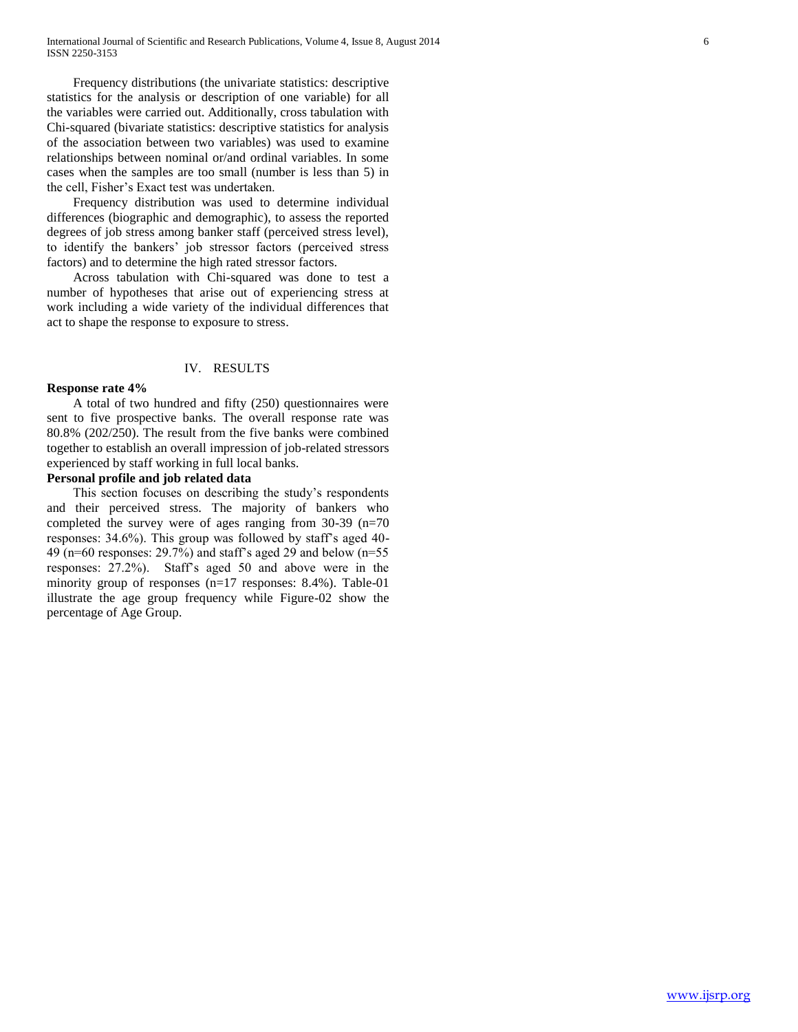Frequency distributions (the univariate statistics: descriptive statistics for the analysis or description of one variable) for all the variables were carried out. Additionally, cross tabulation with Chi-squared (bivariate statistics: descriptive statistics for analysis of the association between two variables) was used to examine relationships between nominal or/and ordinal variables. In some cases when the samples are too small (number is less than 5) in the cell, Fisher's Exact test was undertaken.

Frequency distribution was used to determine individual differences (biographic and demographic), to assess the reported degrees of job stress among banker staff (perceived stress level), to identify the bankers' job stressor factors (perceived stress factors) and to determine the high rated stressor factors.

Across tabulation with Chi-squared was done to test a number of hypotheses that arise out of experiencing stress at work including a wide variety of the individual differences that act to shape the response to exposure to stress.

## IV. RESULTS

**Response rate 4%**

A total of two hundred and fifty (250) questionnaires were sent to five prospective banks. The overall response rate was 80.8% (202/250). The result from the five banks were combined together to establish an overall impression of job-related stressors experienced by staff working in full local banks.

**Personal profile and job related data**

This section focuses on describing the study's respondents and their perceived stress. The majority of bankers who completed the survey were of ages ranging from 30-39 (n=70 responses: 34.6%). This group was followed by staff's aged 40-49 (n=60 responses: 29.7%) and staff's aged 29 and below (n=55 responses: 27.2%). Staff's aged 50 and above were in the minority group of responses (n=17 responses: 8.4%). Table-01 illustrate the age group frequency while Figure-02 show the percentage of Age Group.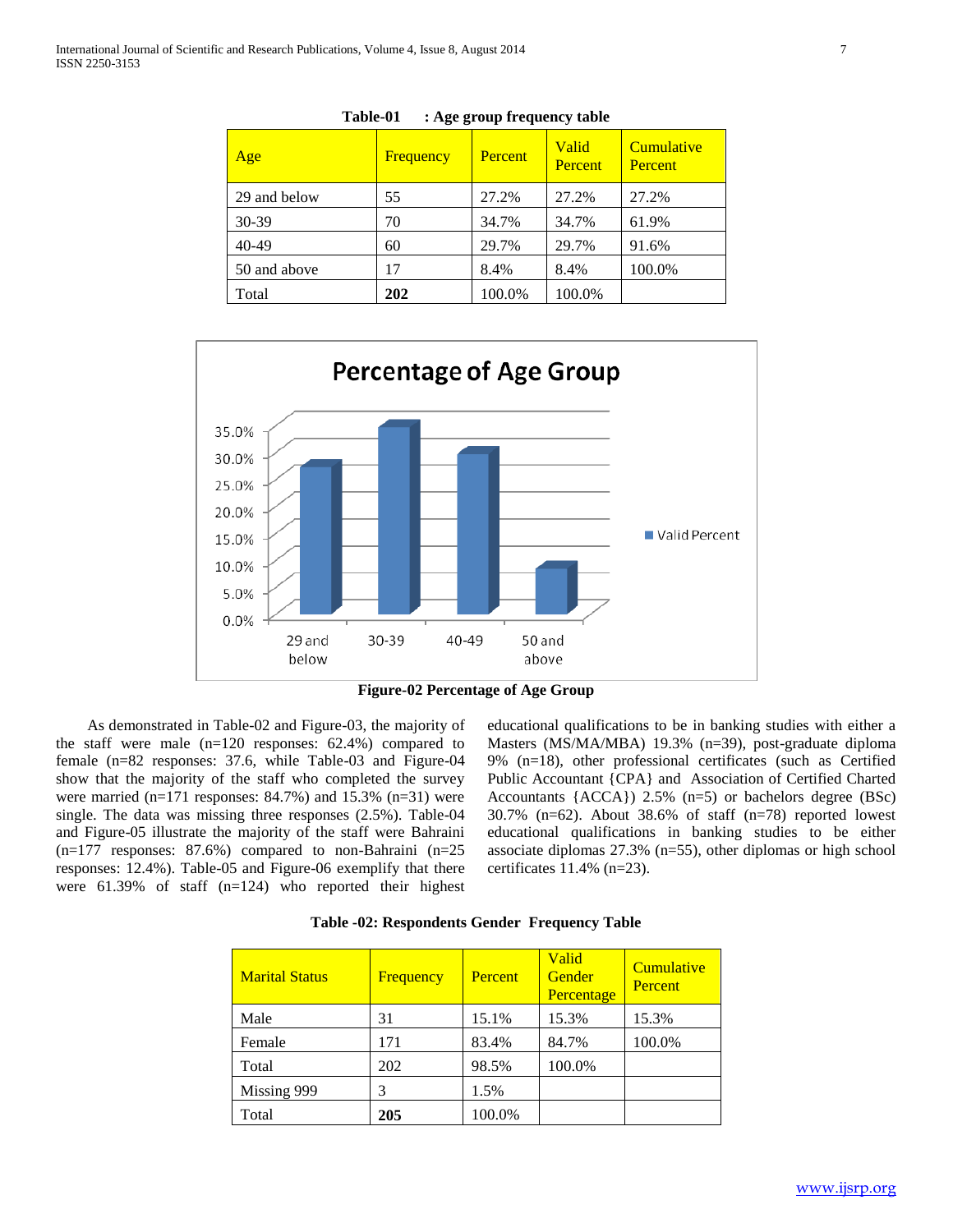**Table-01 : Age group frequency table**

| Age | Frequency | Percent | Valid Percent | Cumulative Percent |
|---|---|---|---|---|
| 29 and below | 55 | 27.2% | 27.2% | 27.2% |
| 30-39 | 70 | 34.7% | 34.7% | 61.9% |
| 40-49 | 60 | 29.7% | 29.7% | 91.6% |
| 50 and above | 17 | 8.4% | 8.4% | 100.0% |
| Total | **202** | 100.0% | 100.0% | |

**Figure-02 Percentage of Age Group**

As demonstrated in Table-02 and Figure-03, the majority of the staff were male (n=120 responses: 62.4%) compared to female (n=82 responses: 37.6, while Table-03 and Figure-04 show that the majority of the staff who completed the survey were married (n=171 responses: 84.7%) and 15.3% (n=31) were single. The data was missing three responses (2.5%). Table-04 and Figure-05 illustrate the majority of the staff were Bahraini (n=177 responses: 87.6%) compared to non-Bahraini (n=25 responses: 12.4%). Table-05 and Figure-06 exemplify that there were 61.39% of staff (n=124) who reported their highest educational qualifications to be in banking studies with either a Masters (MS/MA/MBA) 19.3% (n=39), post-graduate diploma 9% (n=18), other professional certificates (such as Certified Public Accountant {CPA} and Association of Certified Charted Accountants {ACCA}) 2.5% (n=5) or bachelors degree (BSc) 30.7% (n=62). About 38.6% of staff (n=78) reported lowest educational qualifications in banking studies to be either associate diplomas 27.3% (n=55), other diplomas or high school certificates 11.4% (n=23).

**Table -02: Respondents Gender Frequency Table**

| Marital Status | Frequency | Percent | Valid Gender Percentage | Cumulative Percent |
|---|---|---|---|---|
| Male | 31 | 15.1% | 15.3% | 15.3% |
| Female | 171 | 83.4% | 84.7% | 100.0% |
| Total | 202 | 98.5% | 100.0% | |
| Missing 999 | 3 | 1.5% | | |
| Total | **205** | 100.0% | | |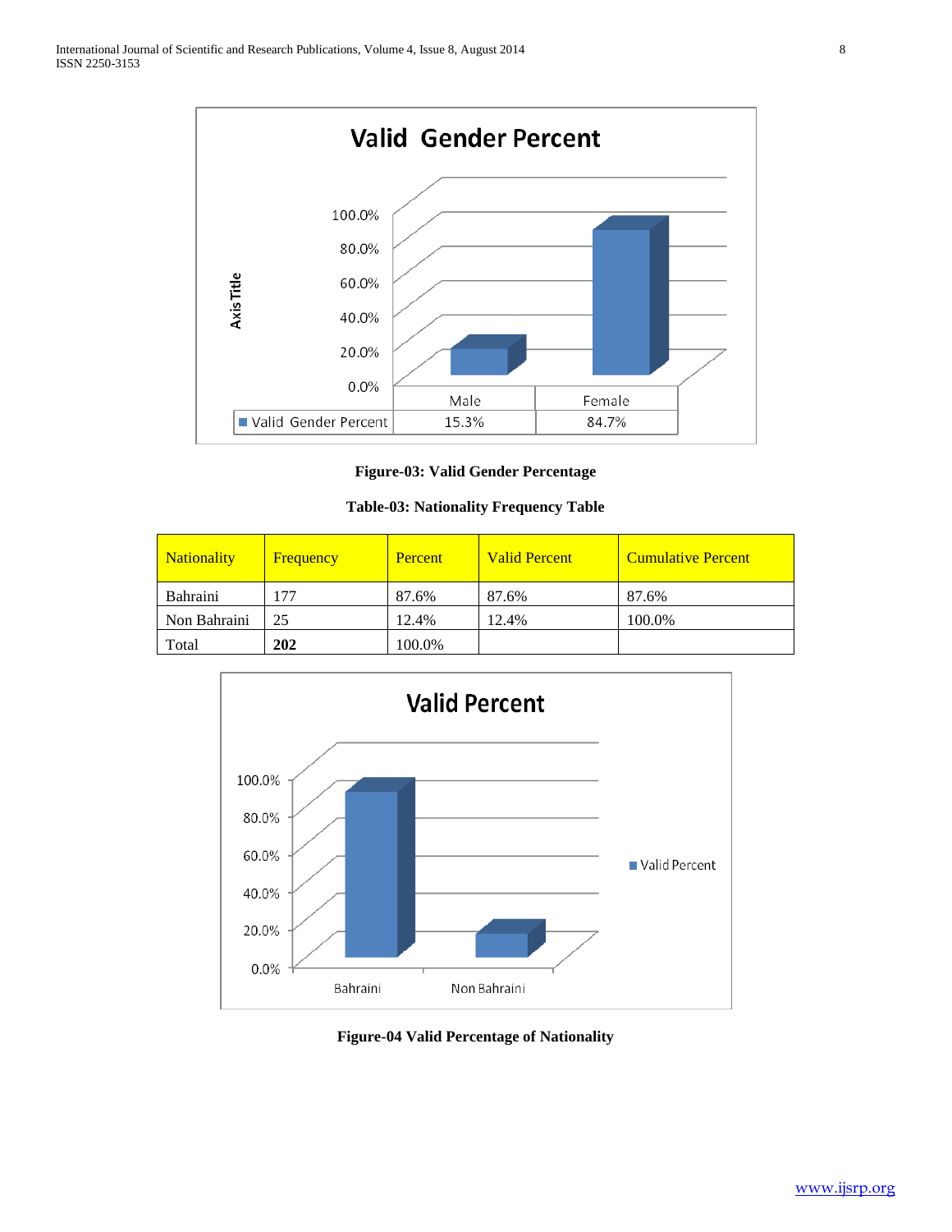Figure-03: Valid Gender Percentage

Table-03: Nationality Frequency Table

| Nationality | Frequency | Percent | Valid Percent | Cumulative Percent |
|---|---|---|---|---|
| Bahraini | 177 | 87.6% | 87.6% | 87.6% |
| Non Bahraini | 25 | 12.4% | 12.4% | 100.0% |
| Total | **202** | 100.0% | | |

Figure-04 Valid Percentage of Nationality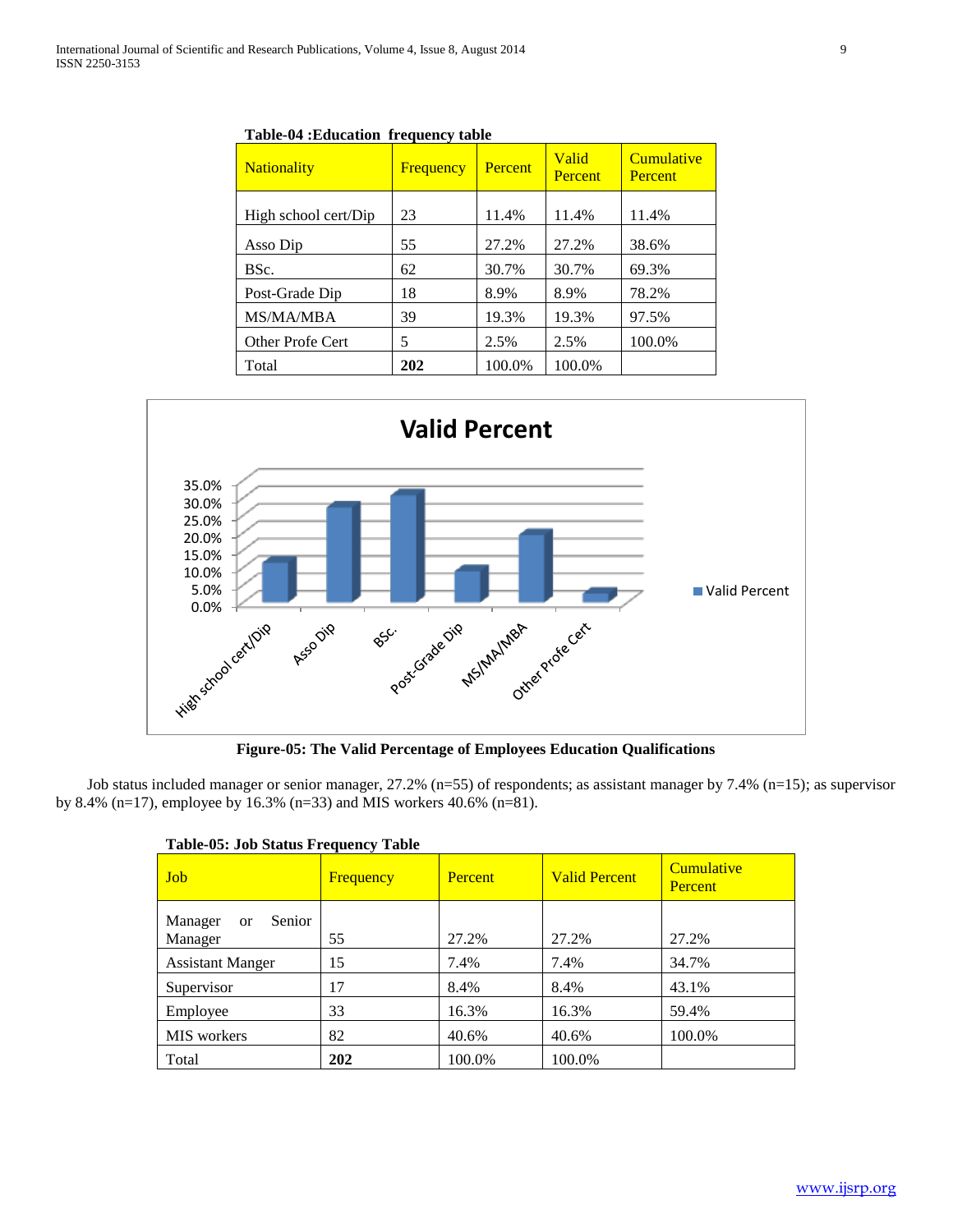**Table-04 :Education frequency table**

| Nationality | Frequency | Percent | Valid Percent | Cumulative Percent |
|---|---|---|---|---|
| High school cert/Dip | 23 | 11.4% | 11.4% | 11.4% |
| Asso Dip | 55 | 27.2% | 27.2% | 38.6% |
| BSc. | 62 | 30.7% | 30.7% | 69.3% |
| Post-Grade Dip | 18 | 8.9% | 8.9% | 78.2% |
| MS/MA/MBA | 39 | 19.3% | 19.3% | 97.5% |
| Other Profe Cert | 5 | 2.5% | 2.5% | 100.0% |
| Total | **202** | 100.0% | 100.0% | |

**Figure-05: The Valid Percentage of Employees Education Qualifications**

Job status included manager or senior manager, 27.2% (n=55) of respondents; as assistant manager by 7.4% (n=15); as supervisor by 8.4% (n=17), employee by 16.3% (n=33) and MIS workers 40.6% (n=81).

**Table-05: Job Status Frequency Table**

| Job | Frequency | Percent | Valid Percent | Cumulative Percent |
|---|---|---|---|---|
| Manager or Senior Manager | 55 | 27.2% | 27.2% | 27.2% |
| Assistant Manger | 15 | 7.4% | 7.4% | 34.7% |
| Supervisor | 17 | 8.4% | 8.4% | 43.1% |
| Employee | 33 | 16.3% | 16.3% | 59.4% |
| MIS workers | 82 | 40.6% | 40.6% | 100.0% |
| Total | **202** | 100.0% | 100.0% | |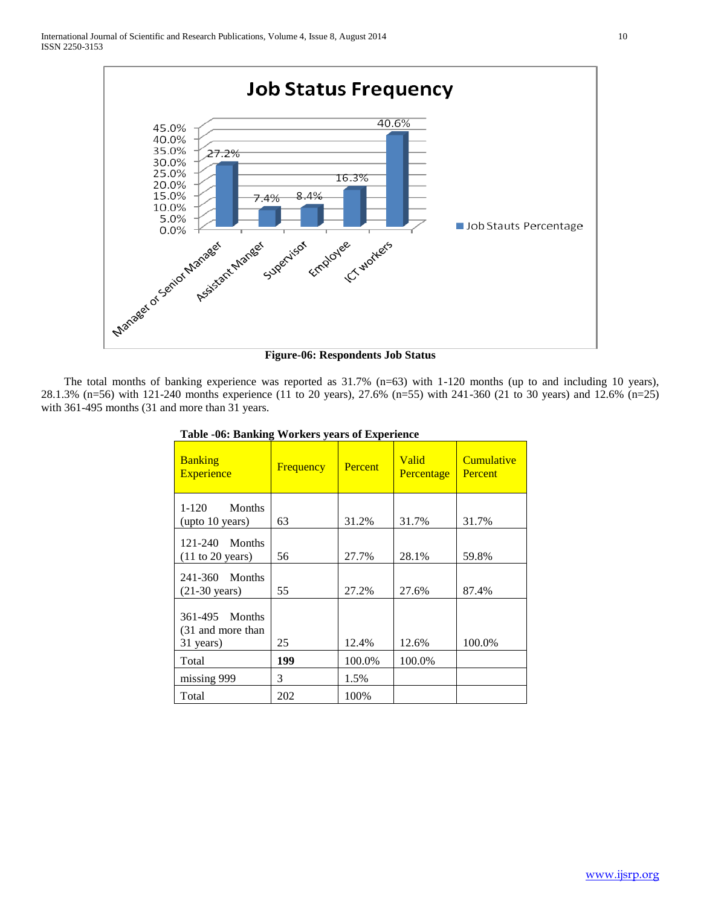**Figure-06: Respondents Job Status**

The total months of banking experience was reported as 31.7% (n=63) with 1-120 months (up to and including 10 years), 28.1.3% (n=56) with 121-240 months experience (11 to 20 years), 27.6% (n=55) with 241-360 (21 to 30 years) and 12.6% (n=25) with 361-495 months (31 and more than 31 years.

**Table -06: Banking Workers years of Experience**

| Banking Experience | Frequency | Percent | Valid Percentage | Cumulative Percent |
|---|---|---|---|---|
| 1-120 Months (upto 10 years) | 63 | 31.2% | 31.7% | 31.7% |
| 121-240 Months (11 to 20 years) | 56 | 27.7% | 28.1% | 59.8% |
| 241-360 Months (21-30 years) | 55 | 27.2% | 27.6% | 87.4% |
| 361-495 Months (31 and more than 31 years) | 25 | 12.4% | 12.6% | 100.0% |
| Total | **199** | 100.0% | 100.0% | |
| missing 999 | 3 | 1.5% | | |
| Total | 202 | 100% | | |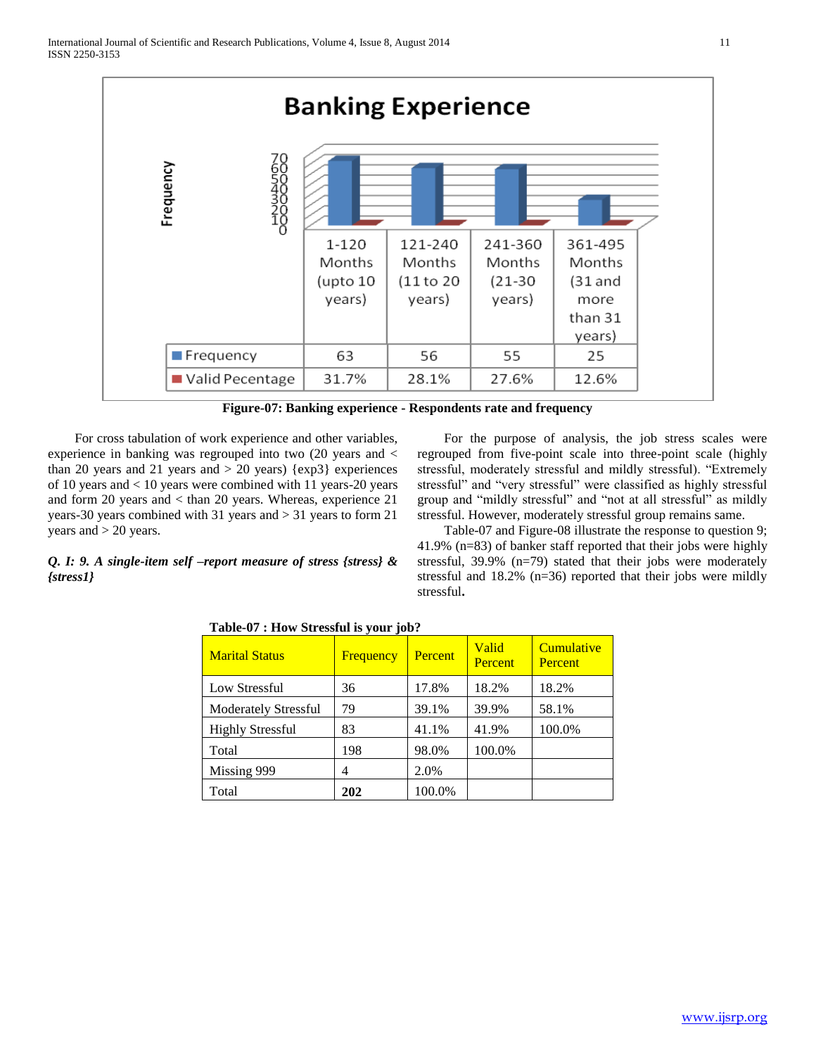| | 1-120 Months (upto 10 years) | 121-240 Months (11 to 20 years) | 241-360 Months (21-30 years) | 361-495 Months (31 and more than 31 years) |
|---|---|---|---|---|
| Frequency | 63 | 56 | 55 | 25 |
| Valid Pecentage | 31.7% | 28.1% | 27.6% | 12.6% |

**Figure-07: Banking experience - Respondents rate and frequency**

For cross tabulation of work experience and other variables, experience in banking was regrouped into two (20 years and < than 20 years and 21 years and > 20 years) {exp3} experiences of 10 years and < 10 years were combined with 11 years-20 years and form 20 years and < than 20 years. Whereas, experience 21 years-30 years combined with 31 years and > 31 years to form 21 years and > 20 years.

***Q. I: 9. A single-item self –report measure of stress {stress} & {stress1}***

For the purpose of analysis, the job stress scales were regrouped from five-point scale into three-point scale (highly stressful, moderately stressful and mildly stressful). "Extremely stressful" and "very stressful" were classified as highly stressful group and "mildly stressful" and "not at all stressful" as mildly stressful. However, moderately stressful group remains same.

Table-07 and Figure-08 illustrate the response to question 9; 41.9% (n=83) of banker staff reported that their jobs were highly stressful, 39.9% (n=79) stated that their jobs were moderately stressful and 18.2% (n=36) reported that their jobs were mildly stressful.

**Table-07 : How Stressful is your job?**

| Marital Status | Frequency | Percent | Valid Percent | Cumulative Percent |
|---|---|---|---|---|
| Low Stressful | 36 | 17.8% | 18.2% | 18.2% |
| Moderately Stressful | 79 | 39.1% | 39.9% | 58.1% |
| Highly Stressful | 83 | 41.1% | 41.9% | 100.0% |
| Total | 198 | 98.0% | 100.0% | |
| Missing 999 | 4 | 2.0% | | |
| Total | **202** | 100.0% | | |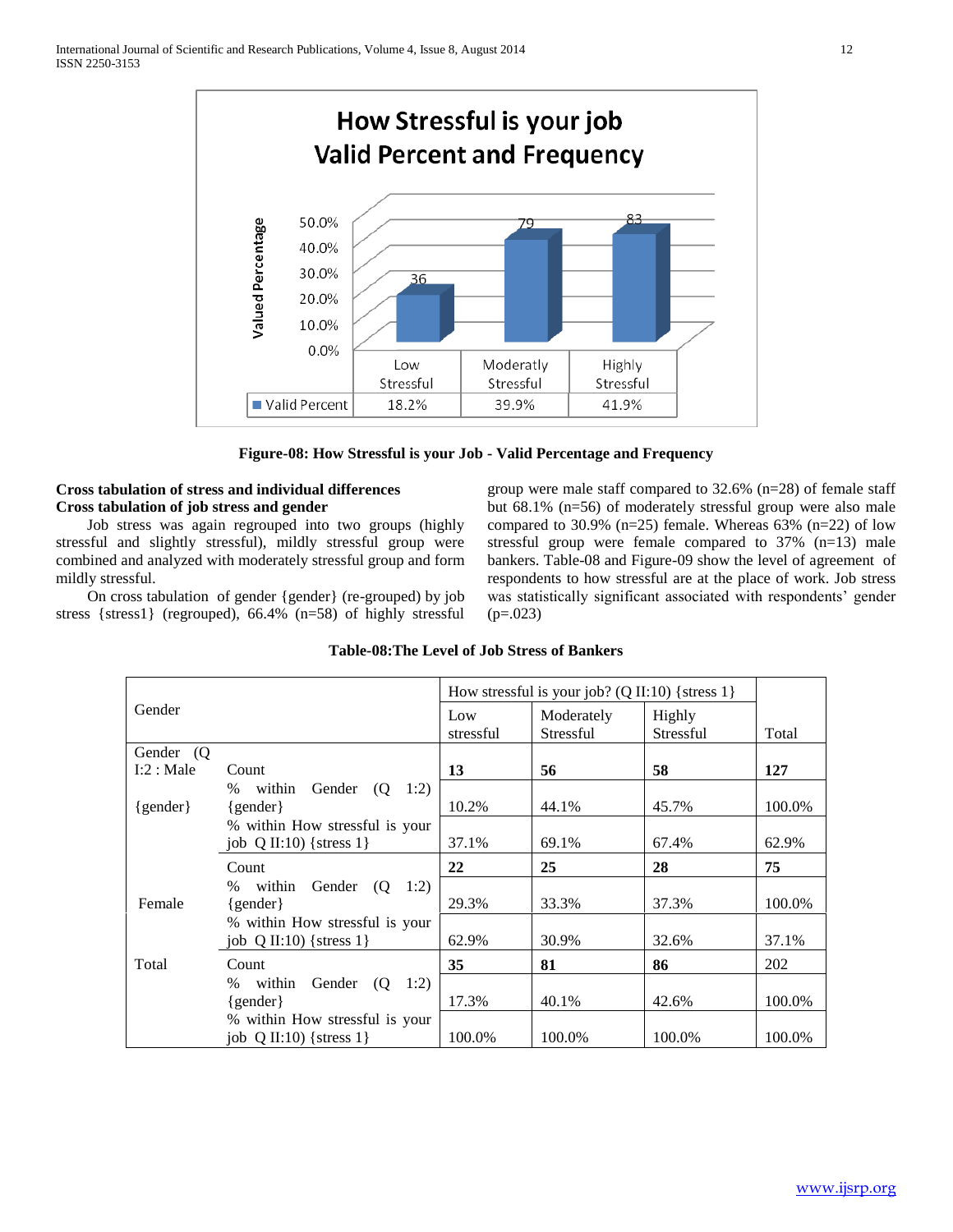Figure-08: How Stressful is your Job - Valid Percentage and Frequency

**Cross tabulation of stress and individual differences**
**Cross tabulation of job stress and gender**

Job stress was again regrouped into two groups (highly stressful and slightly stressful), mildly stressful group were combined and analyzed with moderately stressful group and form mildly stressful.

On cross tabulation of gender {gender} (re-grouped) by job stress {stress1} (regrouped), 66.4% (n=58) of highly stressful group were male staff compared to 32.6% (n=28) of female staff but 68.1% (n=56) of moderately stressful group were also male compared to 30.9% (n=25) female. Whereas 63% (n=22) of low stressful group were female compared to 37% (n=13) male bankers. Table-08 and Figure-09 show the level of agreement of respondents to how stressful are at the place of work. Job stress was statistically significant associated with respondents' gender (p=.023)

**Table-08:The Level of Job Stress of Bankers**

| Gender | | How stressful is your job? (Q II:10) {stress 1} | | | Total |
|---|---|---|---|---|---|
| | | Low stressful | Moderately Stressful | Highly Stressful | |
| Gender (Q I:2 : Male {gender} | Count | **13** | **56** | **58** | **127** |
| | % within Gender (Q 1:2) {gender} | 10.2% | 44.1% | 45.7% | 100.0% |
| | % within How stressful is your job Q II:10) {stress 1} | 37.1% | 69.1% | 67.4% | 62.9% |
| Female | Count | **22** | **25** | **28** | **75** |
| | % within Gender (Q 1:2) {gender} | 29.3% | 33.3% | 37.3% | 100.0% |
| | % within How stressful is your job Q II:10) {stress 1} | 62.9% | 30.9% | 32.6% | 37.1% |
| Total | Count | **35** | **81** | **86** | 202 |
| | % within Gender (Q 1:2) {gender} | 17.3% | 40.1% | 42.6% | 100.0% |
| | % within How stressful is your job Q II:10) {stress 1} | 100.0% | 100.0% | 100.0% | 100.0% |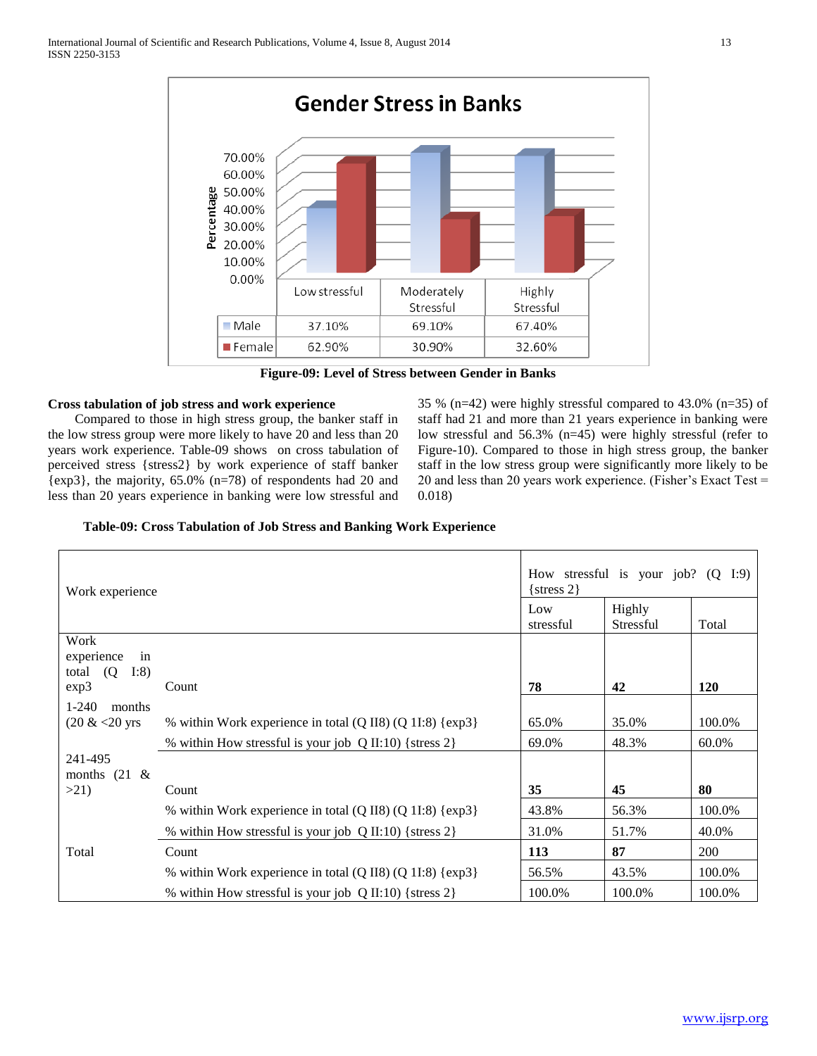| | Low stressful | Moderately Stressful | Highly Stressful |
|---|---|---|---|
| Male | 37.10% | 69.10% | 67.40% |
| Female | 62.90% | 30.90% | 32.60% |

**Figure-09: Level of Stress between Gender in Banks**

**Cross tabulation of job stress and work experience**

Compared to those in high stress group, the banker staff in the low stress group were more likely to have 20 and less than 20 years work experience. Table-09 shows on cross tabulation of perceived stress {stress2} by work experience of staff banker {exp3}, the majority, 65.0% (n=78) of respondents had 20 and less than 20 years experience in banking were low stressful and 35 % (n=42) were highly stressful compared to 43.0% (n=35) of staff had 21 and more than 21 years experience in banking were low stressful and 56.3% (n=45) were highly stressful (refer to Figure-10). Compared to those in high stress group, the banker staff in the low stress group were significantly more likely to be 20 and less than 20 years work experience. (Fisher's Exact Test = 0.018)

**Table-09: Cross Tabulation of Job Stress and Banking Work Experience**

| Work experience | | How stressful is your job? (Q I:9) {stress 2} | | |
|---|---|---|---|---|
| | | Low stressful | Highly Stressful | Total |
| Work experience in total (Q I:8) exp3 | Count | **78** | **42** | **120** |
| 1-240 months (20 & <20 yrs | % within Work experience in total (Q II8) (Q 1I:8) {exp3} | 65.0% | 35.0% | 100.0% |
| | % within How stressful is your job Q II:10) {stress 2} | 69.0% | 48.3% | 60.0% |
| 241-495 months (21 & >21) | Count | **35** | **45** | **80** |
| | % within Work experience in total (Q II8) (Q 1I:8) {exp3} | 43.8% | 56.3% | 100.0% |
| | % within How stressful is your job Q II:10) {stress 2} | 31.0% | 51.7% | 40.0% |
| Total | Count | **113** | **87** | 200 |
| | % within Work experience in total (Q II8) (Q 1I:8) {exp3} | 56.5% | 43.5% | 100.0% |
| | % within How stressful is your job Q II:10) {stress 2} | 100.0% | 100.0% | 100.0% |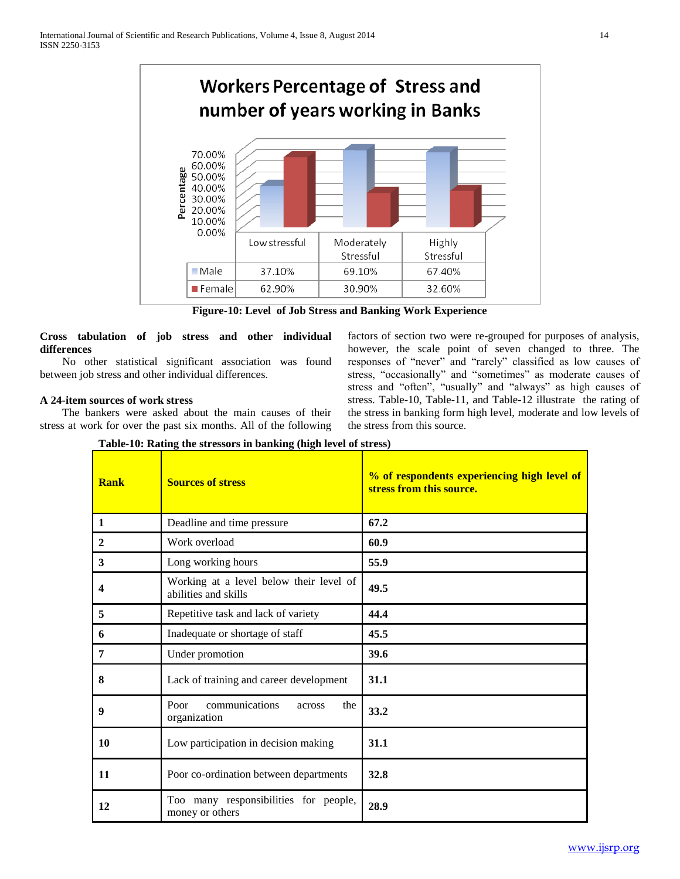**Workers Percentage of Stress and number of years working in Banks**

| | Low stressful | Moderately Stressful | Highly Stressful |
|---|---|---|---|
| Male | 37.10% | 69.10% | 67.40% |
| Female | 62.90% | 30.90% | 32.60% |

**Figure-10: Level of Job Stress and Banking Work Experience**

**Cross tabulation of job stress and other individual differences**

No other statistical significant association was found between job stress and other individual differences.

**A 24-item sources of work stress**

The bankers were asked about the main causes of their stress at work for over the past six months. All of the following factors of section two were re-grouped for purposes of analysis, however, the scale point of seven changed to three. The responses of "never" and "rarely" classified as low causes of stress, "occasionally" and "sometimes" as moderate causes of stress and "often", "usually" and "always" as high causes of stress. Table-10, Table-11, and Table-12 illustrate the rating of the stress in banking form high level, moderate and low levels of the stress from this source.

**Table-10: Rating the stressors in banking (high level of stress)**

| Rank | Sources of stress | % of respondents experiencing high level of stress from this source. |
|---|---|---|
| 1 | Deadline and time pressure | 67.2 |
| 2 | Work overload | 60.9 |
| 3 | Long working hours | 55.9 |
| 4 | Working at a level below their level of abilities and skills | 49.5 |
| 5 | Repetitive task and lack of variety | 44.4 |
| 6 | Inadequate or shortage of staff | 45.5 |
| 7 | Under promotion | 39.6 |
| 8 | Lack of training and career development | 31.1 |
| 9 | Poor communications across the organization | 33.2 |
| 10 | Low participation in decision making | 31.1 |
| 11 | Poor co-ordination between departments | 32.8 |
| 12 | Too many responsibilities for people, money or others | 28.9 |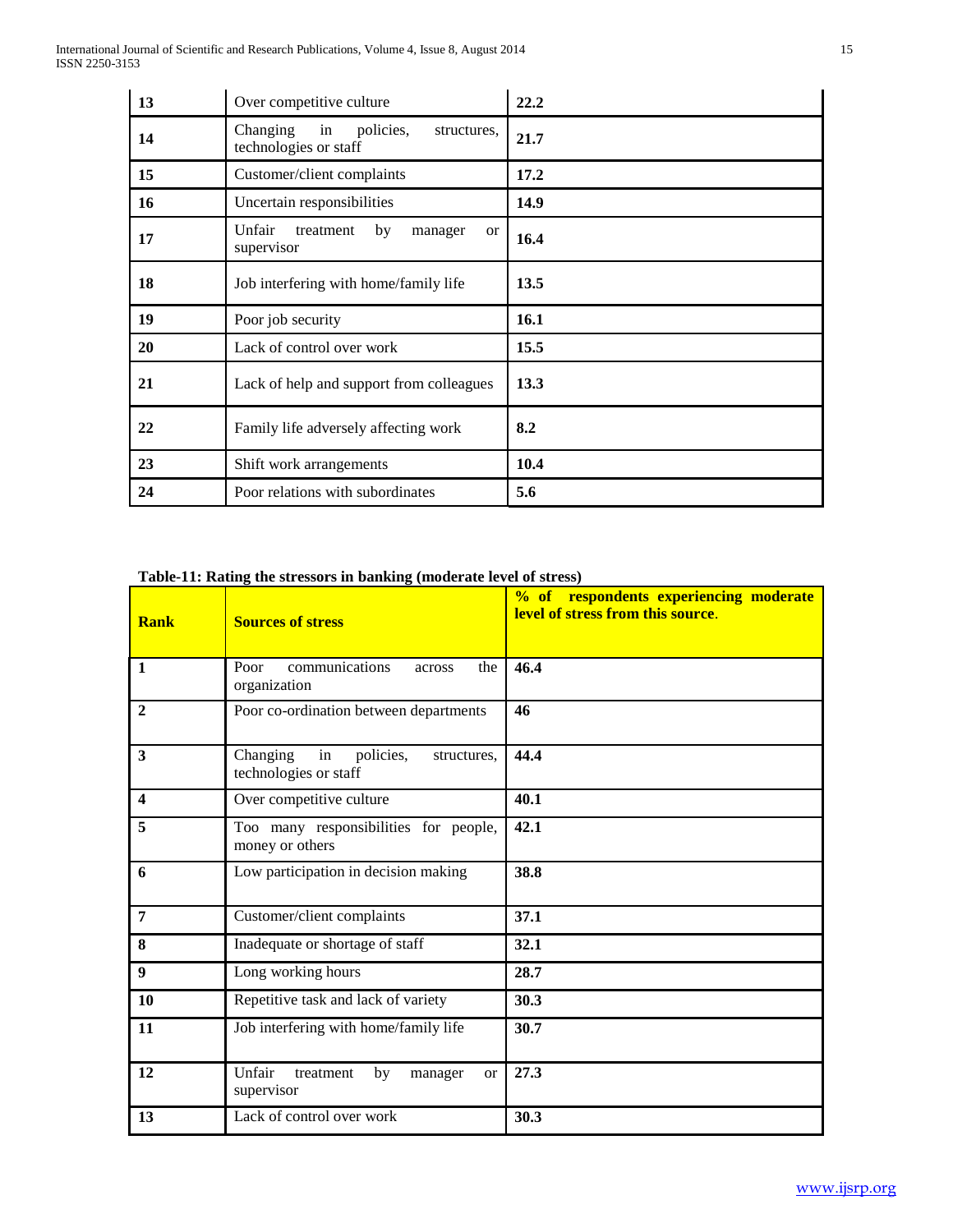| 13 | Over competitive culture | **22.2** |
|---|---|---|
| 14 | Changing in policies, structures, technologies or staff | **21.7** |
| 15 | Customer/client complaints | **17.2** |
| 16 | Uncertain responsibilities | **14.9** |
| 17 | Unfair treatment by manager or supervisor | **16.4** |
| 18 | Job interfering with home/family life | **13.5** |
| 19 | Poor job security | **16.1** |
| 20 | Lack of control over work | **15.5** |
| 21 | Lack of help and support from colleagues | **13.3** |
| 22 | Family life adversely affecting work | **8.2** |
| 23 | Shift work arrangements | **10.4** |
| 24 | Poor relations with subordinates | **5.6** |

**Table-11: Rating the stressors in banking (moderate level of stress)**

| **Rank** | **Sources of stress** | **% of respondents experiencing moderate level of stress from this source**. |
|---|---|---|
| **1** | Poor communications across the organization | **46.4** |
| **2** | Poor co-ordination between departments | **46** |
| **3** | Changing in policies, structures, technologies or staff | **44.4** |
| **4** | Over competitive culture | **40.1** |
| **5** | Too many responsibilities for people, money or others | **42.1** |
| **6** | Low participation in decision making | **38.8** |
| **7** | Customer/client complaints | **37.1** |
| **8** | Inadequate or shortage of staff | **32.1** |
| **9** | Long working hours | **28.7** |
| **10** | Repetitive task and lack of variety | **30.3** |
| **11** | Job interfering with home/family life | **30.7** |
| **12** | Unfair treatment by manager or supervisor | **27.3** |
| **13** | Lack of control over work | **30.3** |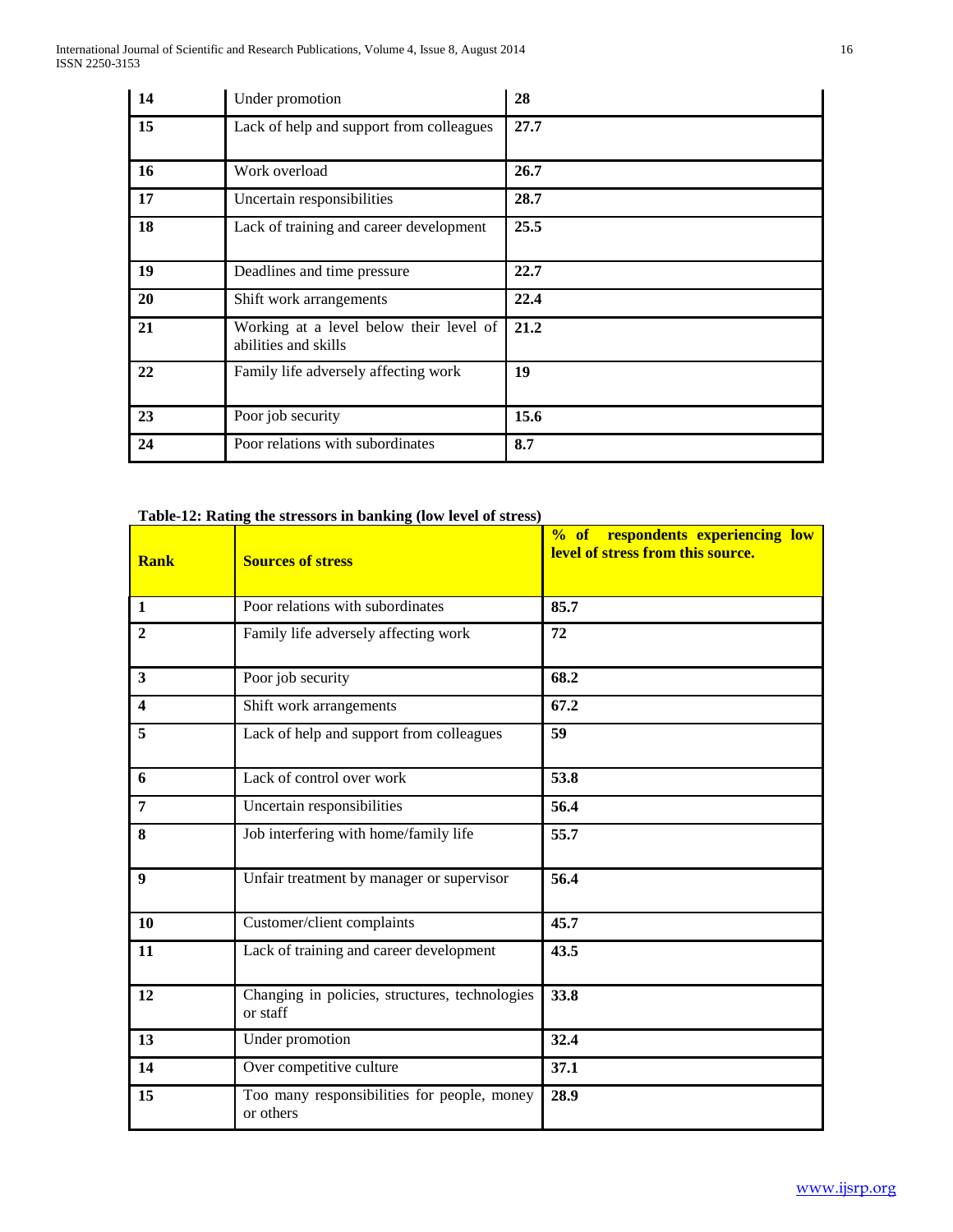| | | |
|---|---|---|
| **14** | Under promotion | **28** |
| **15** | Lack of help and support from colleagues | **27.7** |
| **16** | Work overload | **26.7** |
| **17** | Uncertain responsibilities | **28.7** |
| **18** | Lack of training and career development | **25.5** |
| **19** | Deadlines and time pressure | **22.7** |
| **20** | Shift work arrangements | **22.4** |
| **21** | Working at a level below their level of abilities and skills | **21.2** |
| **22** | Family life adversely affecting work | **19** |
| **23** | Poor job security | **15.6** |
| **24** | Poor relations with subordinates | **8.7** |

**Table-12: Rating the stressors in banking (low level of stress)**

| **Rank** | **Sources of stress** | **% of respondents experiencing low level of stress from this source.** |
|---|---|---|
| **1** | Poor relations with subordinates | **85.7** |
| **2** | Family life adversely affecting work | **72** |
| **3** | Poor job security | **68.2** |
| **4** | Shift work arrangements | **67.2** |
| **5** | Lack of help and support from colleagues | **59** |
| **6** | Lack of control over work | **53.8** |
| **7** | Uncertain responsibilities | **56.4** |
| **8** | Job interfering with home/family life | **55.7** |
| **9** | Unfair treatment by manager or supervisor | **56.4** |
| **10** | Customer/client complaints | **45.7** |
| **11** | Lack of training and career development | **43.5** |
| **12** | Changing in policies, structures, technologies or staff | **33.8** |
| **13** | Under promotion | **32.4** |
| **14** | Over competitive culture | **37.1** |
| **15** | Too many responsibilities for people, money or others | **28.9** |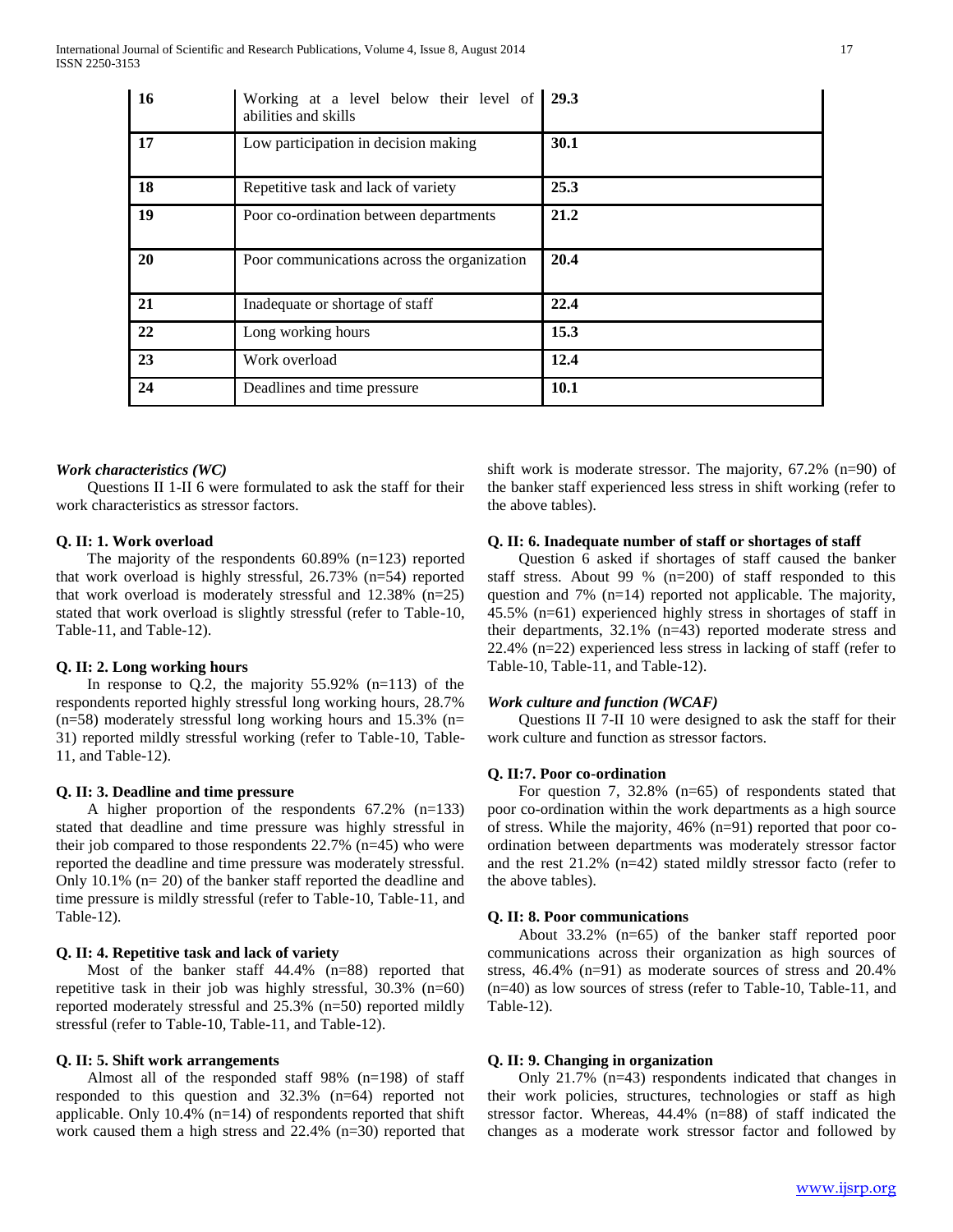| 16 | Working at a level below their level of abilities and skills | **29.3** |
|---|---|---|
| **17** | Low participation in decision making | **30.1** |
| **18** | Repetitive task and lack of variety | **25.3** |
| **19** | Poor co-ordination between departments | **21.2** |
| **20** | Poor communications across the organization | **20.4** |
| **21** | Inadequate or shortage of staff | **22.4** |
| **22** | Long working hours | **15.3** |
| **23** | Work overload | **12.4** |
| **24** | Deadlines and time pressure | **10.1** |

***Work characteristics (WC)***

Questions II 1-II 6 were formulated to ask the staff for their work characteristics as stressor factors.

**Q. II: 1. Work overload**

The majority of the respondents 60.89% (n=123) reported that work overload is highly stressful, 26.73% (n=54) reported that work overload is moderately stressful and 12.38% (n=25) stated that work overload is slightly stressful (refer to Table-10, Table-11, and Table-12).

**Q. II: 2. Long working hours**

In response to Q.2, the majority 55.92% (n=113) of the respondents reported highly stressful long working hours, 28.7% (n=58) moderately stressful long working hours and 15.3% (n= 31) reported mildly stressful working (refer to Table-10, Table-11, and Table-12).

**Q. II: 3. Deadline and time pressure**

A higher proportion of the respondents 67.2% (n=133) stated that deadline and time pressure was highly stressful in their job compared to those respondents 22.7% (n=45) who were reported the deadline and time pressure was moderately stressful. Only 10.1% (n= 20) of the banker staff reported the deadline and time pressure is mildly stressful (refer to Table-10, Table-11, and Table-12).

**Q. II: 4. Repetitive task and lack of variety**

Most of the banker staff 44.4% (n=88) reported that repetitive task in their job was highly stressful, 30.3% (n=60) reported moderately stressful and 25.3% (n=50) reported mildly stressful (refer to Table-10, Table-11, and Table-12).

**Q. II: 5. Shift work arrangements**

Almost all of the responded staff 98% (n=198) of staff responded to this question and 32.3% (n=64) reported not applicable. Only 10.4% (n=14) of respondents reported that shift work caused them a high stress and 22.4% (n=30) reported that shift work is moderate stressor. The majority, 67.2% (n=90) of the banker staff experienced less stress in shift working (refer to the above tables).

**Q. II: 6. Inadequate number of staff or shortages of staff**

Question 6 asked if shortages of staff caused the banker staff stress. About 99 % (n=200) of staff responded to this question and 7% (n=14) reported not applicable. The majority, 45.5% (n=61) experienced highly stress in shortages of staff in their departments, 32.1% (n=43) reported moderate stress and 22.4% (n=22) experienced less stress in lacking of staff (refer to Table-10, Table-11, and Table-12).

***Work culture and function (WCAF)***

Questions II 7-II 10 were designed to ask the staff for their work culture and function as stressor factors.

**Q. II:7. Poor co-ordination**

For question 7, 32.8% (n=65) of respondents stated that poor co-ordination within the work departments as a high source of stress. While the majority, 46% (n=91) reported that poor co-ordination between departments was moderately stressor factor and the rest 21.2% (n=42) stated mildly stressor facto (refer to the above tables).

**Q. II: 8. Poor communications**

About 33.2% (n=65) of the banker staff reported poor communications across their organization as high sources of stress, 46.4% (n=91) as moderate sources of stress and 20.4% (n=40) as low sources of stress (refer to Table-10, Table-11, and Table-12).

**Q. II: 9. Changing in organization**

Only 21.7% (n=43) respondents indicated that changes in their work policies, structures, technologies or staff as high stressor factor. Whereas, 44.4% (n=88) of staff indicated the changes as a moderate work stressor factor and followed by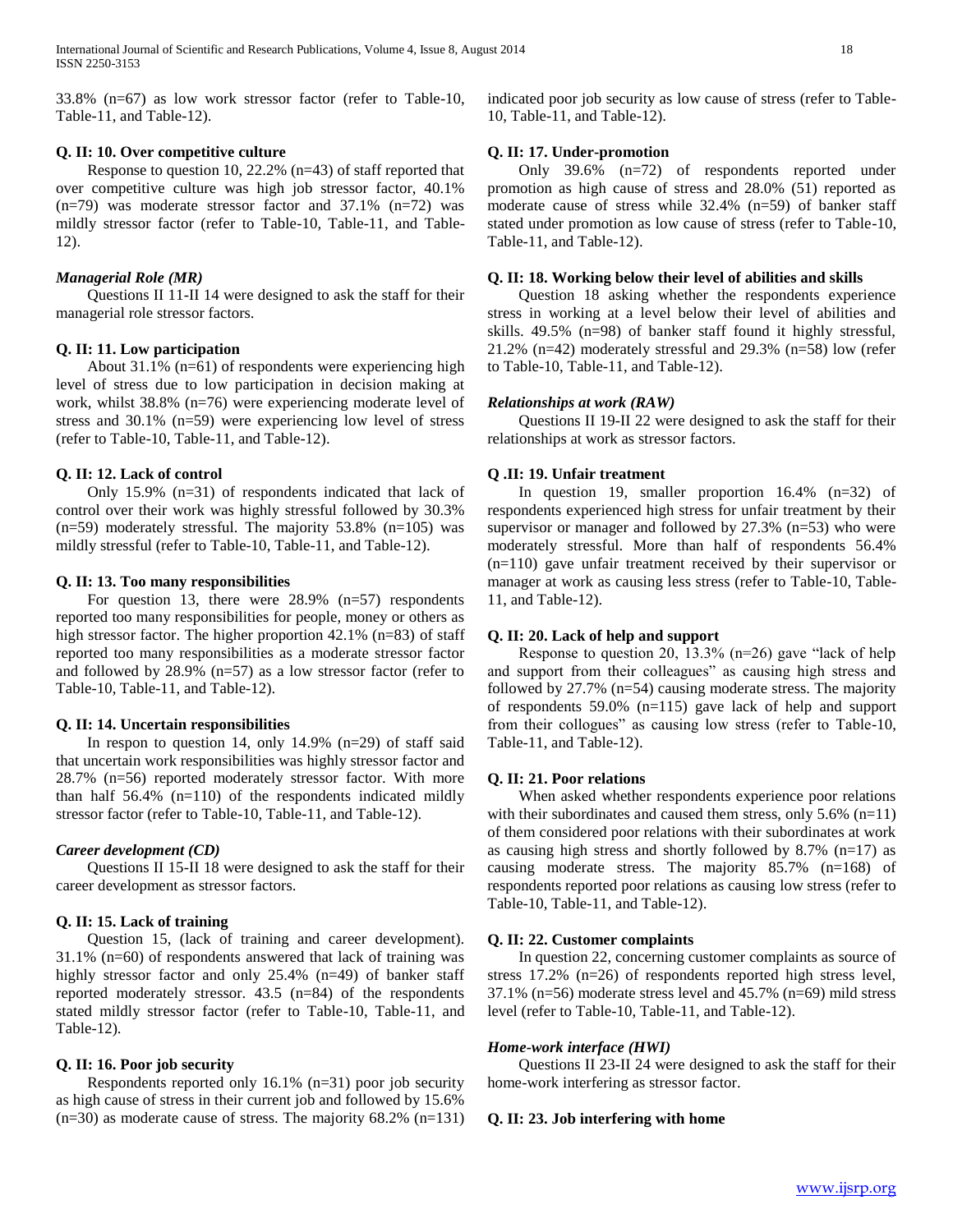33.8% (n=67) as low work stressor factor (refer to Table-10, Table-11, and Table-12).

**Q. II: 10. Over competitive culture**

Response to question 10, 22.2% (n=43) of staff reported that over competitive culture was high job stressor factor, 40.1% (n=79) was moderate stressor factor and 37.1% (n=72) was mildly stressor factor (refer to Table-10, Table-11, and Table-12).

***Managerial Role (MR)***

Questions II 11-II 14 were designed to ask the staff for their managerial role stressor factors.

**Q. II: 11. Low participation**

About 31.1% (n=61) of respondents were experiencing high level of stress due to low participation in decision making at work, whilst 38.8% (n=76) were experiencing moderate level of stress and 30.1% (n=59) were experiencing low level of stress (refer to Table-10, Table-11, and Table-12).

**Q. II: 12. Lack of control**

Only 15.9% (n=31) of respondents indicated that lack of control over their work was highly stressful followed by 30.3% (n=59) moderately stressful. The majority 53.8% (n=105) was mildly stressful (refer to Table-10, Table-11, and Table-12).

**Q. II: 13. Too many responsibilities**

For question 13, there were 28.9% (n=57) respondents reported too many responsibilities for people, money or others as high stressor factor. The higher proportion 42.1% (n=83) of staff reported too many responsibilities as a moderate stressor factor and followed by 28.9% (n=57) as a low stressor factor (refer to Table-10, Table-11, and Table-12).

**Q. II: 14. Uncertain responsibilities**

In respon to question 14, only 14.9% (n=29) of staff said that uncertain work responsibilities was highly stressor factor and 28.7% (n=56) reported moderately stressor factor. With more than half 56.4% (n=110) of the respondents indicated mildly stressor factor (refer to Table-10, Table-11, and Table-12).

***Career development (CD)***

Questions II 15-II 18 were designed to ask the staff for their career development as stressor factors.

**Q. II: 15. Lack of training**

Question 15, (lack of training and career development). 31.1% (n=60) of respondents answered that lack of training was highly stressor factor and only 25.4% (n=49) of banker staff reported moderately stressor. 43.5 (n=84) of the respondents stated mildly stressor factor (refer to Table-10, Table-11, and Table-12).

**Q. II: 16. Poor job security**

Respondents reported only 16.1% (n=31) poor job security as high cause of stress in their current job and followed by 15.6% (n=30) as moderate cause of stress. The majority 68.2% (n=131) indicated poor job security as low cause of stress (refer to Table-10, Table-11, and Table-12).

**Q. II: 17. Under-promotion**

Only 39.6% (n=72) of respondents reported under promotion as high cause of stress and 28.0% (51) reported as moderate cause of stress while 32.4% (n=59) of banker staff stated under promotion as low cause of stress (refer to Table-10, Table-11, and Table-12).

**Q. II: 18. Working below their level of abilities and skills**

Question 18 asking whether the respondents experience stress in working at a level below their level of abilities and skills. 49.5% (n=98) of banker staff found it highly stressful, 21.2% (n=42) moderately stressful and 29.3% (n=58) low (refer to Table-10, Table-11, and Table-12).

***Relationships at work (RAW)***

Questions II 19-II 22 were designed to ask the staff for their relationships at work as stressor factors.

**Q .II: 19. Unfair treatment**

In question 19, smaller proportion 16.4% (n=32) of respondents experienced high stress for unfair treatment by their supervisor or manager and followed by 27.3% (n=53) who were moderately stressful. More than half of respondents 56.4% (n=110) gave unfair treatment received by their supervisor or manager at work as causing less stress (refer to Table-10, Table-11, and Table-12).

**Q. II: 20. Lack of help and support**

Response to question 20, 13.3% (n=26) gave "lack of help and support from their colleagues" as causing high stress and followed by 27.7% (n=54) causing moderate stress. The majority of respondents 59.0% (n=115) gave lack of help and support from their collogues" as causing low stress (refer to Table-10, Table-11, and Table-12).

**Q. II: 21. Poor relations**

When asked whether respondents experience poor relations with their subordinates and caused them stress, only 5.6% (n=11) of them considered poor relations with their subordinates at work as causing high stress and shortly followed by 8.7% (n=17) as causing moderate stress. The majority 85.7% (n=168) of respondents reported poor relations as causing low stress (refer to Table-10, Table-11, and Table-12).

**Q. II: 22. Customer complaints**

In question 22, concerning customer complaints as source of stress 17.2% (n=26) of respondents reported high stress level, 37.1% (n=56) moderate stress level and 45.7% (n=69) mild stress level (refer to Table-10, Table-11, and Table-12).

***Home-work interface (HWI)***

Questions II 23-II 24 were designed to ask the staff for their home-work interfering as stressor factor.

**Q. II: 23. Job interfering with home**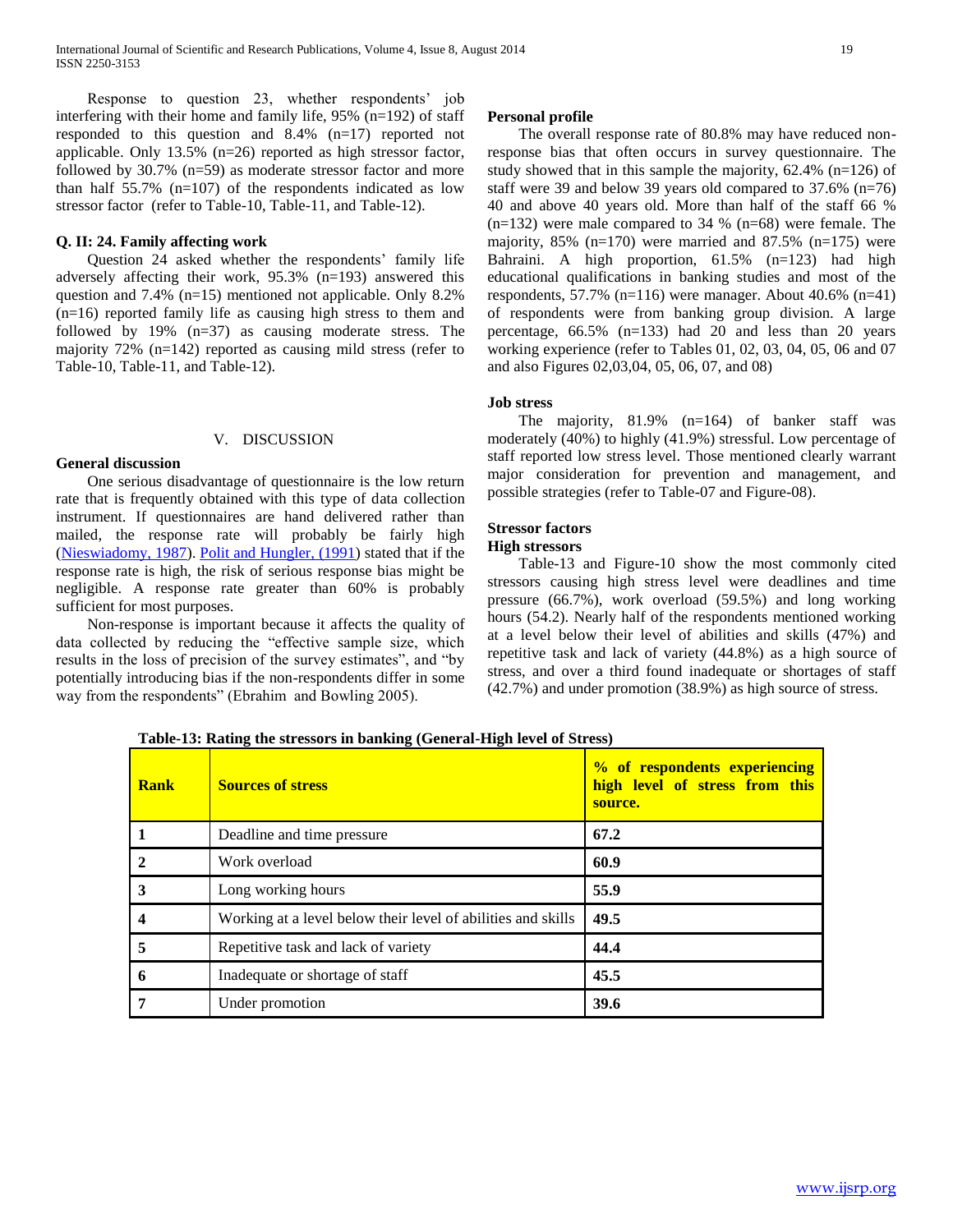Response to question 23, whether respondents' job interfering with their home and family life, 95% (n=192) of staff responded to this question and 8.4% (n=17) reported not applicable. Only 13.5% (n=26) reported as high stressor factor, followed by 30.7% (n=59) as moderate stressor factor and more than half 55.7% (n=107) of the respondents indicated as low stressor factor (refer to Table-10, Table-11, and Table-12).

### Q. II: 24. Family affecting work

Question 24 asked whether the respondents' family life adversely affecting their work, 95.3% (n=193) answered this question and 7.4% (n=15) mentioned not applicable. Only 8.2% (n=16) reported family life as causing high stress to them and followed by 19% (n=37) as causing moderate stress. The majority 72% (n=142) reported as causing mild stress (refer to Table-10, Table-11, and Table-12).

## V. DISCUSSION

### General discussion

One serious disadvantage of questionnaire is the low return rate that is frequently obtained with this type of data collection instrument. If questionnaires are hand delivered rather than mailed, the response rate will probably be fairly high (Nieswiadomy, 1987). Polit and Hungler, (1991) stated that if the response rate is high, the risk of serious response bias might be negligible. A response rate greater than 60% is probably sufficient for most purposes.

Non-response is important because it affects the quality of data collected by reducing the "effective sample size, which results in the loss of precision of the survey estimates", and "by potentially introducing bias if the non-respondents differ in some way from the respondents" (Ebrahim and Bowling 2005).

### Personal profile

The overall response rate of 80.8% may have reduced non-response bias that often occurs in survey questionnaire. The study showed that in this sample the majority, 62.4% (n=126) of staff were 39 and below 39 years old compared to 37.6% (n=76) 40 and above 40 years old. More than half of the staff 66 % (n=132) were male compared to 34 % (n=68) were female. The majority, 85% (n=170) were married and 87.5% (n=175) were Bahraini. A high proportion, 61.5% (n=123) had high educational qualifications in banking studies and most of the respondents, 57.7% (n=116) were manager. About 40.6% (n=41) of respondents were from banking group division. A large percentage, 66.5% (n=133) had 20 and less than 20 years working experience (refer to Tables 01, 02, 03, 04, 05, 06 and 07 and also Figures 02,03,04, 05, 06, 07, and 08)

### Job stress

The majority, 81.9% (n=164) of banker staff was moderately (40%) to highly (41.9%) stressful. Low percentage of staff reported low stress level. Those mentioned clearly warrant major consideration for prevention and management, and possible strategies (refer to Table-07 and Figure-08).

### Stressor factors

#### High stressors

Table-13 and Figure-10 show the most commonly cited stressors causing high stress level were deadlines and time pressure (66.7%), work overload (59.5%) and long working hours (54.2). Nearly half of the respondents mentioned working at a level below their level of abilities and skills (47%) and repetitive task and lack of variety (44.8%) as a high source of stress, and over a third found inadequate or shortages of staff (42.7%) and under promotion (38.9%) as high source of stress.

**Table-13: Rating the stressors in banking (General-High level of Stress)**

| Rank | Sources of stress | % of respondents experiencing high level of stress from this source. |
|---|---|---|
| 1 | Deadline and time pressure | 67.2 |
| 2 | Work overload | 60.9 |
| 3 | Long working hours | 55.9 |
| 4 | Working at a level below their level of abilities and skills | 49.5 |
| 5 | Repetitive task and lack of variety | 44.4 |
| 6 | Inadequate or shortage of staff | 45.5 |
| 7 | Under promotion | 39.6 |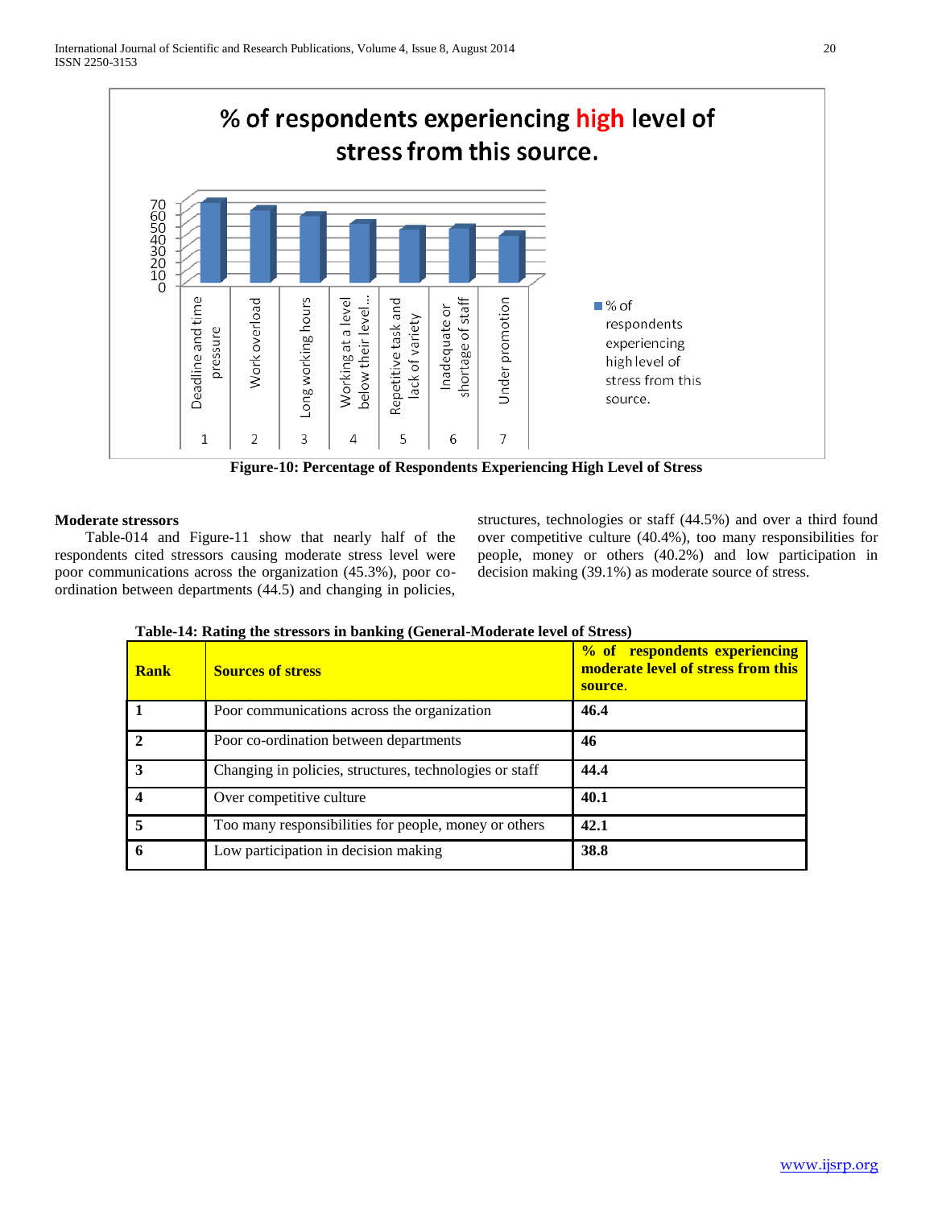**Figure-10: Percentage of Respondents Experiencing High Level of Stress**

**Moderate stressors**

Table-014 and Figure-11 show that nearly half of the respondents cited stressors causing moderate stress level were poor communications across the organization (45.3%), poor co-ordination between departments (44.5) and changing in policies, structures, technologies or staff (44.5%) and over a third found over competitive culture (40.4%), too many responsibilities for people, money or others (40.2%) and low participation in decision making (39.1%) as moderate source of stress.

**Table-14: Rating the stressors in banking (General-Moderate level of Stress)**

| Rank | Sources of stress | % of respondents experiencing moderate level of stress from this source. |
|---|---|---|
| 1 | Poor communications across the organization | 46.4 |
| 2 | Poor co-ordination between departments | 46 |
| 3 | Changing in policies, structures, technologies or staff | 44.4 |
| 4 | Over competitive culture | 40.1 |
| 5 | Too many responsibilities for people, money or others | 42.1 |
| 6 | Low participation in decision making | 38.8 |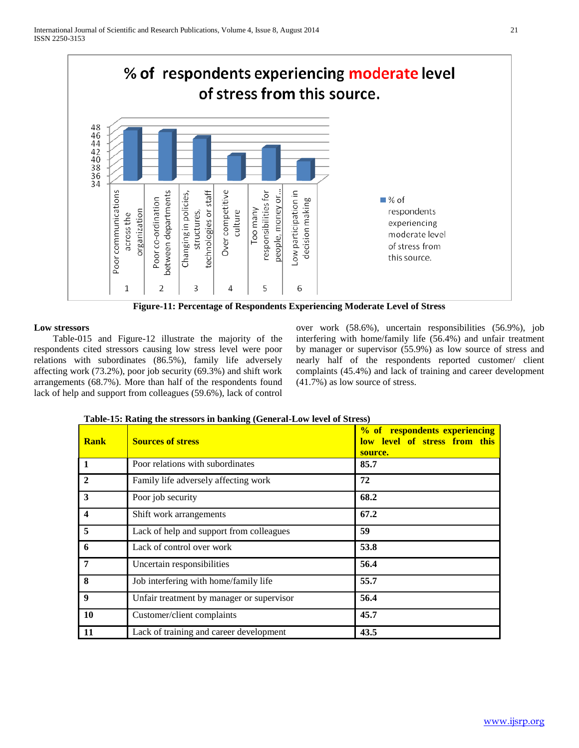Figure-11: Percentage of Respondents Experiencing Moderate Level of Stress

**Low stressors**

Table-015 and Figure-12 illustrate the majority of the respondents cited stressors causing low stress level were poor relations with subordinates (86.5%), family life adversely affecting work (73.2%), poor job security (69.3%) and shift work arrangements (68.7%). More than half of the respondents found lack of help and support from colleagues (59.6%), lack of control over work (58.6%), uncertain responsibilities (56.9%), job interfering with home/family life (56.4%) and unfair treatment by manager or supervisor (55.9%) as low source of stress and nearly half of the respondents reported customer/ client complaints (45.4%) and lack of training and career development (41.7%) as low source of stress.

**Table-15: Rating the stressors in banking (General-Low level of Stress)**

| **Rank** | **Sources of stress** | **% of respondents experiencing low level of stress from this source.** |
|---|---|---|
| **1** | Poor relations with subordinates | **85.7** |
| **2** | Family life adversely affecting work | **72** |
| **3** | Poor job security | **68.2** |
| **4** | Shift work arrangements | **67.2** |
| **5** | Lack of help and support from colleagues | **59** |
| **6** | Lack of control over work | **53.8** |
| **7** | Uncertain responsibilities | **56.4** |
| **8** | Job interfering with home/family life | **55.7** |
| **9** | Unfair treatment by manager or supervisor | **56.4** |
| **10** | Customer/client complaints | **45.7** |
| **11** | Lack of training and career development | **43.5** |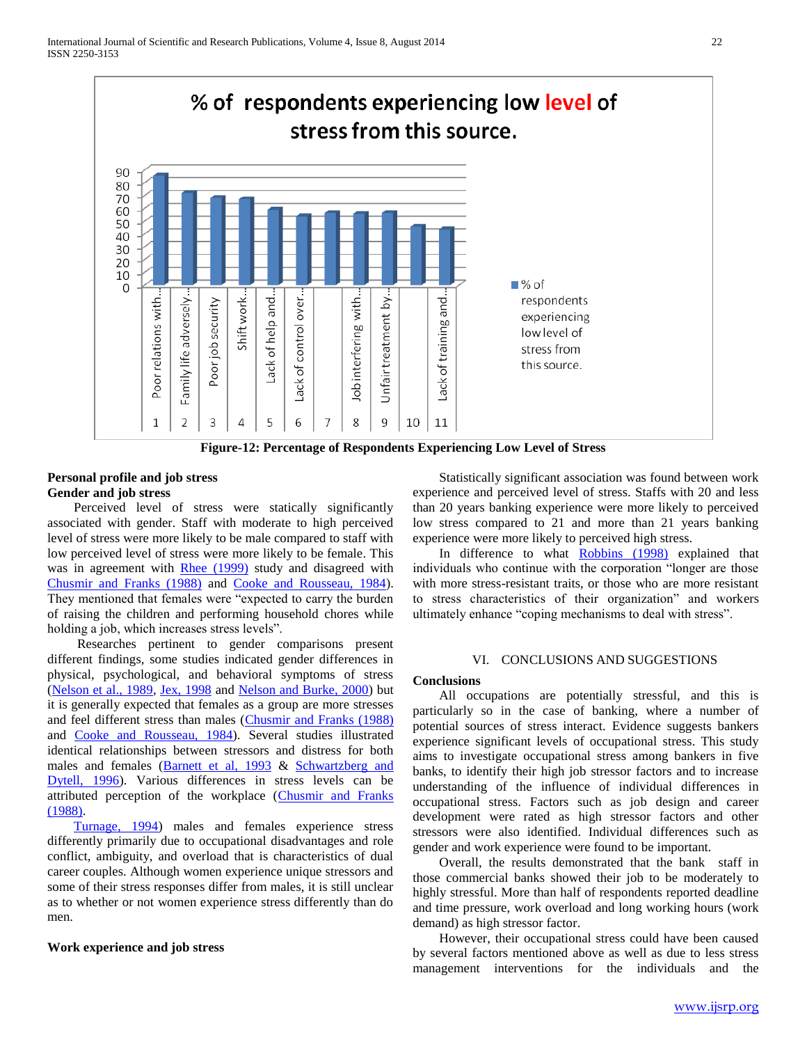**Figure-12: Percentage of Respondents Experiencing Low Level of Stress**

### Personal profile and job stress

#### Gender and job stress

Perceived level of stress were statically significantly associated with gender. Staff with moderate to high perceived level of stress were more likely to be male compared to staff with low perceived level of stress were more likely to be female. This was in agreement with Rhee (1999) study and disagreed with Chusmir and Franks (1988) and Cooke and Rousseau, 1984). They mentioned that females were "expected to carry the burden of raising the children and performing household chores while holding a job, which increases stress levels".

Researches pertinent to gender comparisons present different findings, some studies indicated gender differences in physical, psychological, and behavioral symptoms of stress (Nelson et al., 1989, Jex, 1998 and Nelson and Burke, 2000) but it is generally expected that females as a group are more stresses and feel different stress than males (Chusmir and Franks (1988) and Cooke and Rousseau, 1984). Several studies illustrated identical relationships between stressors and distress for both males and females (Barnett et al, 1993 & Schwartzberg and Dytell, 1996). Various differences in stress levels can be attributed perception of the workplace (Chusmir and Franks (1988).

Turnage, 1994) males and females experience stress differently primarily due to occupational disadvantages and role conflict, ambiguity, and overload that is characteristics of dual career couples. Although women experience unique stressors and some of their stress responses differ from males, it is still unclear as to whether or not women experience stress differently than do men.

#### Work experience and job stress

Statistically significant association was found between work experience and perceived level of stress. Staffs with 20 and less than 20 years banking experience were more likely to perceived low stress compared to 21 and more than 21 years banking experience were more likely to perceived high stress.

In difference to what Robbins (1998) explained that individuals who continue with the corporation "longer are those with more stress-resistant traits, or those who are more resistant to stress characteristics of their organization" and workers ultimately enhance "coping mechanisms to deal with stress".

## VI. CONCLUSIONS AND SUGGESTIONS

### Conclusions

All occupations are potentially stressful, and this is particularly so in the case of banking, where a number of potential sources of stress interact. Evidence suggests bankers experience significant levels of occupational stress. This study aims to investigate occupational stress among bankers in five banks, to identify their high job stressor factors and to increase understanding of the influence of individual differences in occupational stress. Factors such as job design and career development were rated as high stressor factors and other stressors were also identified. Individual differences such as gender and work experience were found to be important.

Overall, the results demonstrated that the bank staff in those commercial banks showed their job to be moderately to highly stressful. More than half of respondents reported deadline and time pressure, work overload and long working hours (work demand) as high stressor factor.

However, their occupational stress could have been caused by several factors mentioned above as well as due to less stress management interventions for the individuals and the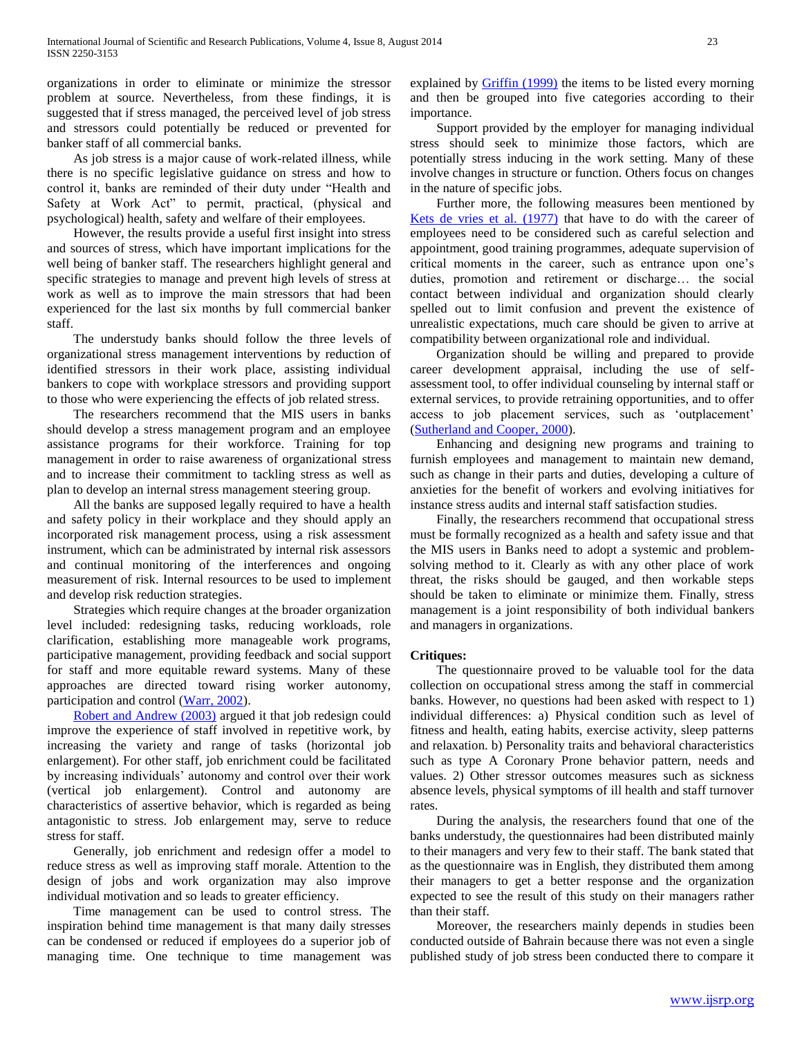organizations in order to eliminate or minimize the stressor problem at source. Nevertheless, from these findings, it is suggested that if stress managed, the perceived level of job stress and stressors could potentially be reduced or prevented for banker staff of all commercial banks.

As job stress is a major cause of work-related illness, while there is no specific legislative guidance on stress and how to control it, banks are reminded of their duty under "Health and Safety at Work Act" to permit, practical, (physical and psychological) health, safety and welfare of their employees.

However, the results provide a useful first insight into stress and sources of stress, which have important implications for the well being of banker staff. The researchers highlight general and specific strategies to manage and prevent high levels of stress at work as well as to improve the main stressors that had been experienced for the last six months by full commercial banker staff.

The understudy banks should follow the three levels of organizational stress management interventions by reduction of identified stressors in their work place, assisting individual bankers to cope with workplace stressors and providing support to those who were experiencing the effects of job related stress.

The researchers recommend that the MIS users in banks should develop a stress management program and an employee assistance programs for their workforce. Training for top management in order to raise awareness of organizational stress and to increase their commitment to tackling stress as well as plan to develop an internal stress management steering group.

All the banks are supposed legally required to have a health and safety policy in their workplace and they should apply an incorporated risk management process, using a risk assessment instrument, which can be administrated by internal risk assessors and continual monitoring of the interferences and ongoing measurement of risk. Internal resources to be used to implement and develop risk reduction strategies.

Strategies which require changes at the broader organization level included: redesigning tasks, reducing workloads, role clarification, establishing more manageable work programs, participative management, providing feedback and social support for staff and more equitable reward systems. Many of these approaches are directed toward rising worker autonomy, participation and control (Warr, 2002).

Robert and Andrew (2003) argued it that job redesign could improve the experience of staff involved in repetitive work, by increasing the variety and range of tasks (horizontal job enlargement). For other staff, job enrichment could be facilitated by increasing individuals' autonomy and control over their work (vertical job enlargement). Control and autonomy are characteristics of assertive behavior, which is regarded as being antagonistic to stress. Job enlargement may, serve to reduce stress for staff.

Generally, job enrichment and redesign offer a model to reduce stress as well as improving staff morale. Attention to the design of jobs and work organization may also improve individual motivation and so leads to greater efficiency.

Time management can be used to control stress. The inspiration behind time management is that many daily stresses can be condensed or reduced if employees do a superior job of managing time. One technique to time management was explained by Griffin (1999) the items to be listed every morning and then be grouped into five categories according to their importance.

Support provided by the employer for managing individual stress should seek to minimize those factors, which are potentially stress inducing in the work setting. Many of these involve changes in structure or function. Others focus on changes in the nature of specific jobs.

Further more, the following measures been mentioned by Kets de vries et al. (1977) that have to do with the career of employees need to be considered such as careful selection and appointment, good training programmes, adequate supervision of critical moments in the career, such as entrance upon one's duties, promotion and retirement or discharge… the social contact between individual and organization should clearly spelled out to limit confusion and prevent the existence of unrealistic expectations, much care should be given to arrive at compatibility between organizational role and individual.

Organization should be willing and prepared to provide career development appraisal, including the use of self-assessment tool, to offer individual counseling by internal staff or external services, to provide retraining opportunities, and to offer access to job placement services, such as 'outplacement' (Sutherland and Cooper, 2000).

Enhancing and designing new programs and training to furnish employees and management to maintain new demand, such as change in their parts and duties, developing a culture of anxieties for the benefit of workers and evolving initiatives for instance stress audits and internal staff satisfaction studies.

Finally, the researchers recommend that occupational stress must be formally recognized as a health and safety issue and that the MIS users in Banks need to adopt a systemic and problem-solving method to it. Clearly as with any other place of work threat, the risks should be gauged, and then workable steps should be taken to eliminate or minimize them. Finally, stress management is a joint responsibility of both individual bankers and managers in organizations.

**Critiques:**

The questionnaire proved to be valuable tool for the data collection on occupational stress among the staff in commercial banks. However, no questions had been asked with respect to 1) individual differences: a) Physical condition such as level of fitness and health, eating habits, exercise activity, sleep patterns and relaxation. b) Personality traits and behavioral characteristics such as type A Coronary Prone behavior pattern, needs and values. 2) Other stressor outcomes measures such as sickness absence levels, physical symptoms of ill health and staff turnover rates.

During the analysis, the researchers found that one of the banks understudy, the questionnaires had been distributed mainly to their managers and very few to their staff. The bank stated that as the questionnaire was in English, they distributed them among their managers to get a better response and the organization expected to see the result of this study on their managers rather than their staff.

Moreover, the researchers mainly depends in studies been conducted outside of Bahrain because there was not even a single published study of job stress been conducted there to compare it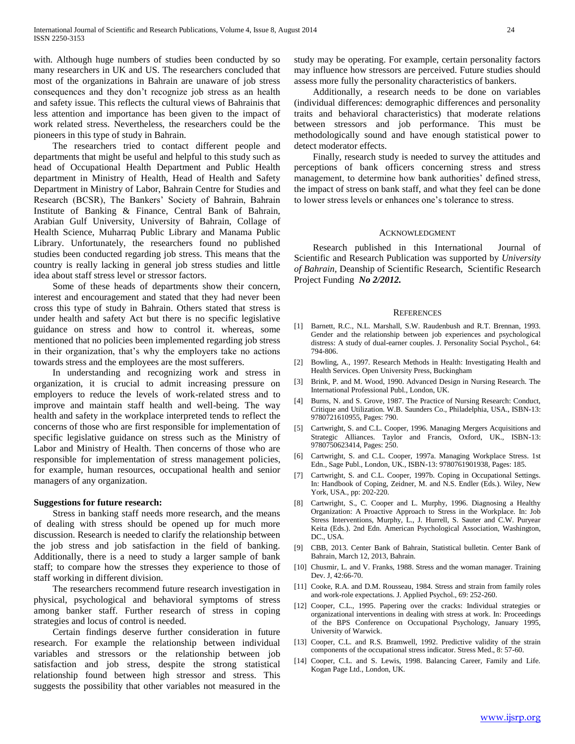with. Although huge numbers of studies been conducted by so many researchers in UK and US. The researchers concluded that most of the organizations in Bahrain are unaware of job stress consequences and they don't recognize job stress as an health and safety issue. This reflects the cultural views of Bahrainis that less attention and importance has been given to the impact of work related stress. Nevertheless, the researchers could be the pioneers in this type of study in Bahrain.

The researchers tried to contact different people and departments that might be useful and helpful to this study such as head of Occupational Health Department and Public Health department in Ministry of Health, Head of Health and Safety Department in Ministry of Labor, Bahrain Centre for Studies and Research (BCSR), The Bankers' Society of Bahrain, Bahrain Institute of Banking & Finance, Central Bank of Bahrain, Arabian Gulf University, University of Bahrain, Collage of Health Science, Muharraq Public Library and Manama Public Library. Unfortunately, the researchers found no published studies been conducted regarding job stress. This means that the country is really lacking in general job stress studies and little idea about staff stress level or stressor factors.

Some of these heads of departments show their concern, interest and encouragement and stated that they had never been cross this type of study in Bahrain. Others stated that stress is under health and safety Act but there is no specific legislative guidance on stress and how to control it. whereas, some mentioned that no policies been implemented regarding job stress in their organization, that's why the employers take no actions towards stress and the employees are the most sufferers.

In understanding and recognizing work and stress in organization, it is crucial to admit increasing pressure on employers to reduce the levels of work-related stress and to improve and maintain staff health and well-being. The way health and safety in the workplace interpreted tends to reflect the concerns of those who are first responsible for implementation of specific legislative guidance on stress such as the Ministry of Labor and Ministry of Health. Then concerns of those who are responsible for implementation of stress management policies, for example, human resources, occupational health and senior managers of any organization.

**Suggestions for future research:**

Stress in banking staff needs more research, and the means of dealing with stress should be opened up for much more discussion. Research is needed to clarify the relationship between the job stress and job satisfaction in the field of banking. Additionally, there is a need to study a larger sample of bank staff; to compare how the stresses they experience to those of staff working in different division.

The researchers recommend future research investigation in physical, psychological and behavioral symptoms of stress among banker staff. Further research of stress in coping strategies and locus of control is needed.

Certain findings deserve further consideration in future research. For example the relationship between individual variables and stressors or the relationship between job satisfaction and job stress, despite the strong statistical relationship found between high stressor and stress. This suggests the possibility that other variables not measured in the study may be operating. For example, certain personality factors may influence how stressors are perceived. Future studies should assess more fully the personality characteristics of bankers.

Additionally, a research needs to be done on variables (individual differences: demographic differences and personality traits and behavioral characteristics) that moderate relations between stressors and job performance. This must be methodologically sound and have enough statistical power to detect moderator effects.

Finally, research study is needed to survey the attitudes and perceptions of bank officers concerning stress and stress management, to determine how bank authorities' defined stress, the impact of stress on bank staff, and what they feel can be done to lower stress levels or enhances one's tolerance to stress.

## ACKNOWLEDGMENT

Research published in this International Journal of Scientific and Research Publication was supported by *University of Bahrain*, Deanship of Scientific Research, Scientific Research Project Funding ***No 2/2012.***

## REFERENCES

[1] Barnett, R.C., N.L. Marshall, S.W. Raudenbush and R.T. Brennan, 1993. Gender and the relationship between job experiences and psychological distress: A study of dual-earner couples. J. Personality Social Psychol., 64: 794-806.

[2] Bowling, A., 1997. Research Methods in Health: Investigating Health and Health Services. Open University Press, Buckingham

[3] Brink, P. and M. Wood, 1990. Advanced Design in Nursing Research. The International Professional Publ., London, UK.

[4] Burns, N. and S. Grove, 1987. The Practice of Nursing Research: Conduct, Critique and Utilization. W.B. Saunders Co., Philadelphia, USA., ISBN-13: 9780721610955, Pages: 790.

[5] Cartwright, S. and C.L. Cooper, 1996. Managing Mergers Acquisitions and Strategic Alliances. Taylor and Francis, Oxford, UK., ISBN-13: 9780750623414, Pages: 250.

[6] Cartwright, S. and C.L. Cooper, 1997a. Managing Workplace Stress. 1st Edn., Sage Publ., London, UK., ISBN-13: 9780761901938, Pages: 185.

[7] Cartwright, S. and C.L. Cooper, 1997b. Coping in Occupational Settings. In: Handbook of Coping, Zeidner, M. and N.S. Endler (Eds.). Wiley, New York, USA., pp: 202-220.

[8] Cartwright, S., C. Cooper and L. Murphy, 1996. Diagnosing a Healthy Organization: A Proactive Approach to Stress in the Workplace. In: Job Stress Interventions, Murphy, L., J. Hurrell, S. Sauter and C.W. Puryear Keita (Eds.). 2nd Edn. American Psychological Association, Washington, DC., USA.

[9] CBB, 2013. Center Bank of Bahrain, Statistical bulletin. Center Bank of Bahrain, March 12, 2013, Bahrain.

[10] Chusmir, L. and V. Franks, 1988. Stress and the woman manager. Training Dev. J, 42:66-70.

[11] Cooke, R.A. and D.M. Rousseau, 1984. Stress and strain from family roles and work-role expectations. J. Applied Psychol., 69: 252-260.

[12] Cooper, C.L., 1995. Papering over the cracks: Individual strategies or organizational interventions in dealing with stress at work. In: Proceedings of the BPS Conference on Occupational Psychology, January 1995, University of Warwick.

[13] Cooper, C.L. and R.S. Bramwell, 1992. Predictive validity of the strain components of the occupational stress indicator. Stress Med., 8: 57-60.

[14] Cooper, C.L. and S. Lewis, 1998. Balancing Career, Family and Life. Kogan Page Ltd., London, UK.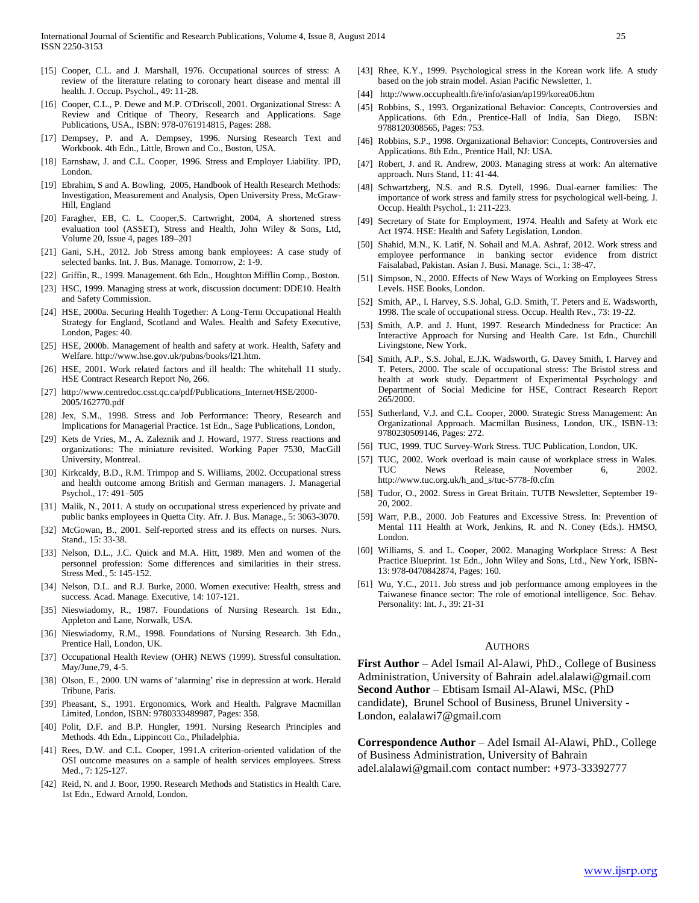[15] Cooper, C.L. and J. Marshall, 1976. Occupational sources of stress: A review of the literature relating to coronary heart disease and mental ill health. J. Occup. Psychol., 49: 11-28.

[16] Cooper, C.L., P. Dewe and M.P. O'Driscoll, 2001. Organizational Stress: A Review and Critique of Theory, Research and Applications. Sage Publications, USA., ISBN: 978-0761914815, Pages: 288.

[17] Dempsey, P. and A. Dempsey, 1996. Nursing Research Text and Workbook. 4th Edn., Little, Brown and Co., Boston, USA.

[18] Earnshaw, J. and C.L. Cooper, 1996. Stress and Employer Liability. IPD, London.

[19] Ebrahim, S and A. Bowling, 2005, Handbook of Health Research Methods: Investigation, Measurement and Analysis, Open University Press, McGraw-Hill, England

[20] Faragher, EB, C. L. Cooper,S. Cartwright, 2004, A shortened stress evaluation tool (ASSET), Stress and Health, John Wiley & Sons, Ltd, Volume 20, Issue 4, pages 189–201

[21] Gani, S.H., 2012. Job Stress among bank employees: A case study of selected banks. Int. J. Bus. Manage. Tomorrow, 2: 1-9.

[22] Griffin, R., 1999. Management. 6th Edn., Houghton Mifflin Comp., Boston.

[23] HSC, 1999. Managing stress at work, discussion document: DDE10. Health and Safety Commission.

[24] HSE, 2000a. Securing Health Together: A Long-Term Occupational Health Strategy for England, Scotland and Wales. Health and Safety Executive, London, Pages: 40.

[25] HSE, 2000b. Management of health and safety at work. Health, Safety and Welfare. http://www.hse.gov.uk/pubns/books/l21.htm.

[26] HSE, 2001. Work related factors and ill health: The whitehall 11 study. HSE Contract Research Report No, 266.

[27] http://www.centredoc.csst.qc.ca/pdf/Publications_Internet/HSE/2000-2005/162770.pdf

[28] Jex, S.M., 1998. Stress and Job Performance: Theory, Research and Implications for Managerial Practice. 1st Edn., Sage Publications, London,

[29] Kets de Vries, M., A. Zaleznik and J. Howard, 1977. Stress reactions and organizations: The miniature revisited. Working Paper 7530, MacGill University, Montreal.

[30] Kirkcaldy, B.D., R.M. Trimpop and S. Williams, 2002. Occupational stress and health outcome among British and German managers. J. Managerial Psychol., 17: 491–505

[31] Malik, N., 2011. A study on occupational stress experienced by private and public banks employees in Quetta City. Afr. J. Bus. Manage., 5: 3063-3070.

[32] McGowan, B., 2001. Self-reported stress and its effects on nurses. Nurs. Stand., 15: 33-38.

[33] Nelson, D.L., J.C. Quick and M.A. Hitt, 1989. Men and women of the personnel profession: Some differences and similarities in their stress. Stress Med., 5: 145-152.

[34] Nelson, D.L. and R.J. Burke, 2000. Women executive: Health, stress and success. Acad. Manage. Executive, 14: 107-121.

[35] Nieswiadomy, R., 1987. Foundations of Nursing Research. 1st Edn., Appleton and Lane, Norwalk, USA.

[36] Nieswiadomy, R.M., 1998. Foundations of Nursing Research. 3th Edn., Prentice Hall, London, UK.

[37] Occupational Health Review (OHR) NEWS (1999). Stressful consultation. May/June,79, 4-5.

[38] Olson, E., 2000. UN warns of 'alarming' rise in depression at work. Herald Tribune, Paris.

[39] Pheasant, S., 1991. Ergonomics, Work and Health. Palgrave Macmillan Limited, London, ISBN: 9780333489987, Pages: 358.

[40] Polit, D.F. and B.P. Hungler, 1991. Nursing Research Principles and Methods. 4th Edn., Lippincott Co., Philadelphia.

[41] Rees, D.W. and C.L. Cooper, 1991.A criterion-oriented validation of the OSI outcome measures on a sample of health services employees. Stress Med., 7: 125-127.

[42] Reid, N. and J. Boor, 1990. Research Methods and Statistics in Health Care. 1st Edn., Edward Arnold, London.

[43] Rhee, K.Y., 1999. Psychological stress in the Korean work life. A study based on the job strain model. Asian Pacific Newsletter, 1.

[44] http://www.occuphealth.fi/e/info/asian/ap199/korea06.htm

[45] Robbins, S., 1993. Organizational Behavior: Concepts, Controversies and Applications. 6th Edn., Prentice-Hall of India, San Diego, ISBN: 9788120308565, Pages: 753.

[46] Robbins, S.P., 1998. Organizational Behavior: Concepts, Controversies and Applications. 8th Edn., Prentice Hall, NJ: USA.

[47] Robert, J. and R. Andrew, 2003. Managing stress at work: An alternative approach. Nurs Stand, 11: 41-44.

[48] Schwartzberg, N.S. and R.S. Dytell, 1996. Dual-earner families: The importance of work stress and family stress for psychological well-being. J. Occup. Health Psychol., 1: 211-223.

[49] Secretary of State for Employment, 1974. Health and Safety at Work etc Act 1974. HSE: Health and Safety Legislation, London.

[50] Shahid, M.N., K. Latif, N. Sohail and M.A. Ashraf, 2012. Work stress and employee performance in banking sector evidence from district Faisalabad, Pakistan. Asian J. Busi. Manage. Sci., 1: 38-47.

[51] Simpson, N., 2000. Effects of New Ways of Working on Employees Stress Levels. HSE Books, London.

[52] Smith, AP., I. Harvey, S.S. Johal, G.D. Smith, T. Peters and E. Wadsworth, 1998. The scale of occupational stress. Occup. Health Rev., 73: 19-22.

[53] Smith, A.P. and J. Hunt, 1997. Research Mindedness for Practice: An Interactive Approach for Nursing and Health Care. 1st Edn., Churchill Livingstone, New York.

[54] Smith, A.P., S.S. Johal, E.J.K. Wadsworth, G. Davey Smith, I. Harvey and T. Peters, 2000. The scale of occupational stress: The Bristol stress and health at work study. Department of Experimental Psychology and Department of Social Medicine for HSE, Contract Research Report 265/2000.

[55] Sutherland, V.J. and C.L. Cooper, 2000. Strategic Stress Management: An Organizational Approach. Macmillan Business, London, UK., ISBN-13: 9780230509146, Pages: 272.

[56] TUC, 1999. TUC Survey-Work Stress. TUC Publication, London, UK.

[57] TUC, 2002. Work overload is main cause of workplace stress in Wales. TUC News Release, November 6, 2002. http://www.tuc.org.uk/h_and_s/tuc-5778-f0.cfm

[58] Tudor, O., 2002. Stress in Great Britain. TUTB Newsletter, September 19-20, 2002.

[59] Warr, P.B., 2000. Job Features and Excessive Stress. In: Prevention of Mental 111 Health at Work, Jenkins, R. and N. Coney (Eds.). HMSO, London.

[60] Williams, S. and L. Cooper, 2002. Managing Workplace Stress: A Best Practice Blueprint. 1st Edn., John Wiley and Sons, Ltd., New York, ISBN-13: 978-0470842874, Pages: 160.

[61] Wu, Y.C., 2011. Job stress and job performance among employees in the Taiwanese finance sector: The role of emotional intelligence. Soc. Behav. Personality: Int. J., 39: 21-31

## Authors

**First Author** – Adel Ismail Al-Alawi, PhD., College of Business Administration, University of Bahrain adel.alalawi@gmail.com

**Second Author** – Ebtisam Ismail Al-Alawi, MSc. (PhD candidate), Brunel School of Business, Brunel University - London, ealalawi7@gmail.com

**Correspondence Author** – Adel Ismail Al-Alawi, PhD., College of Business Administration, University of Bahrain adel.alalawi@gmail.com contact number: +973-33392777